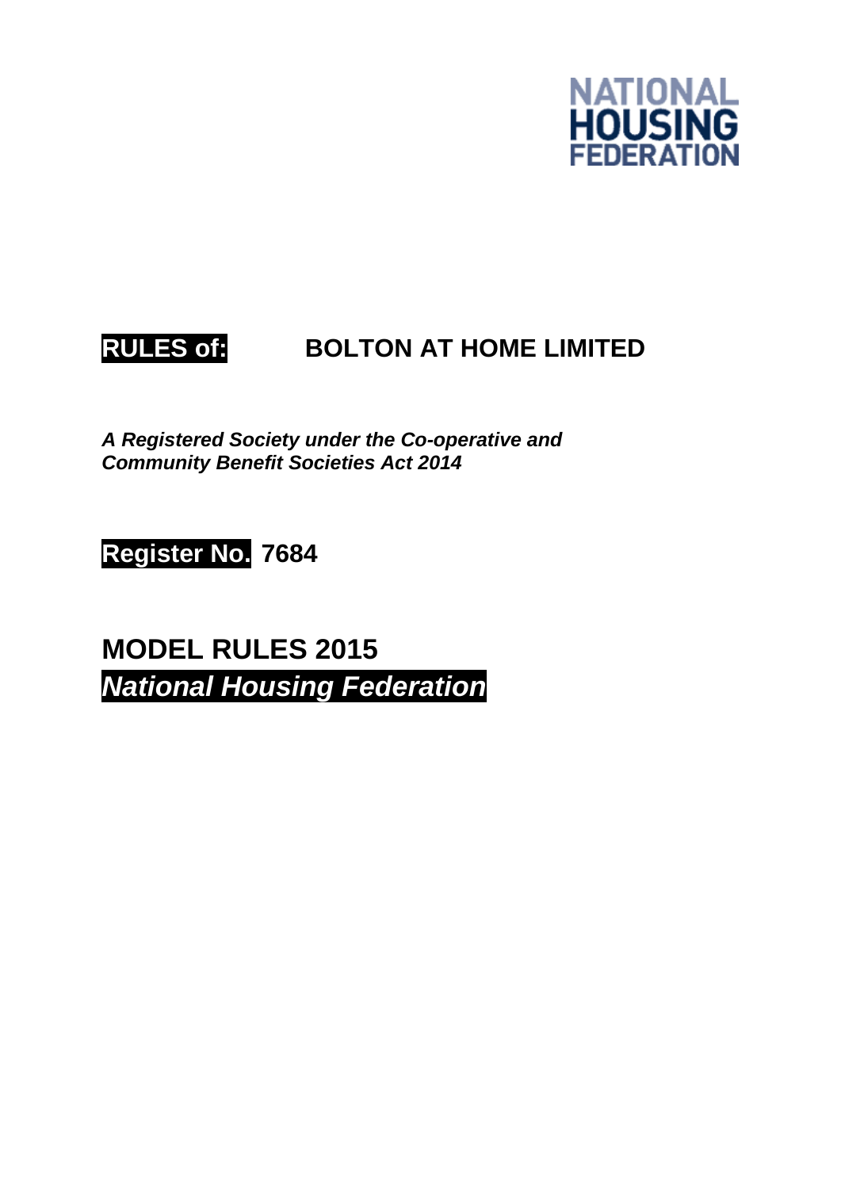NATIONAL
HOUSING
FEDERATION

**RULES of:** **BOLTON AT HOME LIMITED**

***A Registered Society under the Co-operative and Community Benefit Societies Act 2014***

**Register No.** **7684**

## MODEL RULES 2015

## *National Housing Federation*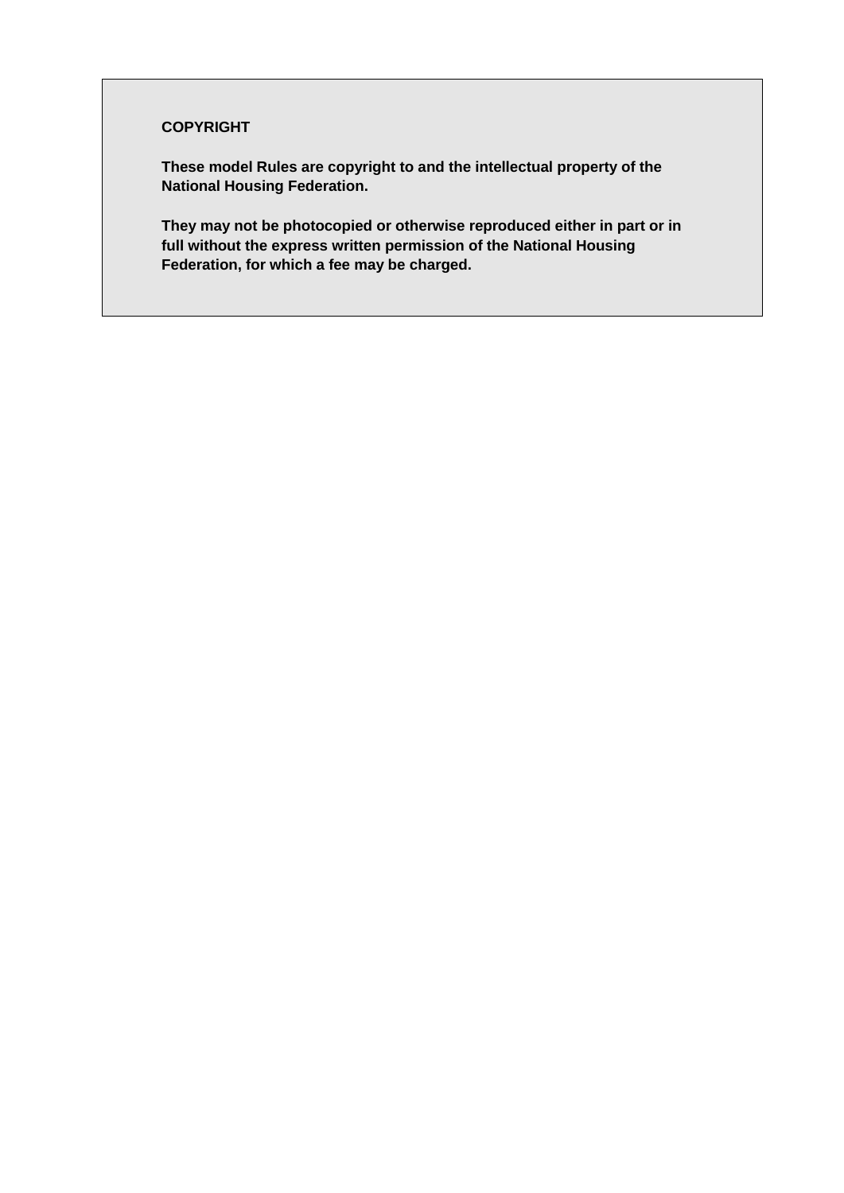**COPYRIGHT**

**These model Rules are copyright to and the intellectual property of the National Housing Federation.**

**They may not be photocopied or otherwise reproduced either in part or in full without the express written permission of the National Housing Federation, for which a fee may be charged.**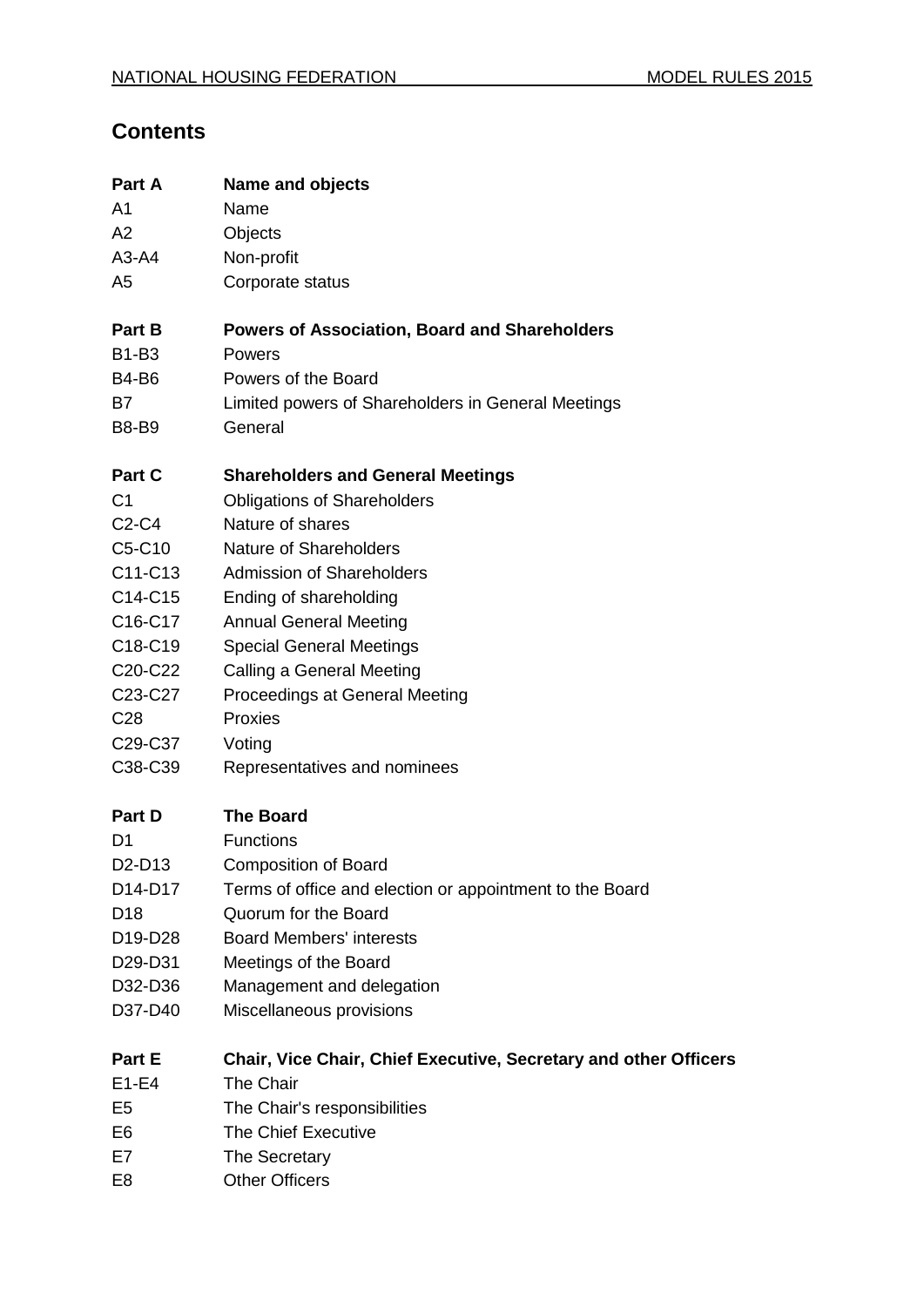# Contents

| | |
|---|---|
| **Part A** | **Name and objects** |
| A1 | Name |
| A2 | Objects |
| A3-A4 | Non-profit |
| A5 | Corporate status |
| | |
| **Part B** | **Powers of Association, Board and Shareholders** |
| B1-B3 | Powers |
| B4-B6 | Powers of the Board |
| B7 | Limited powers of Shareholders in General Meetings |
| B8-B9 | General |
| | |
| **Part C** | **Shareholders and General Meetings** |
| C1 | Obligations of Shareholders |
| C2-C4 | Nature of shares |
| C5-C10 | Nature of Shareholders |
| C11-C13 | Admission of Shareholders |
| C14-C15 | Ending of shareholding |
| C16-C17 | Annual General Meeting |
| C18-C19 | Special General Meetings |
| C20-C22 | Calling a General Meeting |
| C23-C27 | Proceedings at General Meeting |
| C28 | Proxies |
| C29-C37 | Voting |
| C38-C39 | Representatives and nominees |
| | |
| **Part D** | **The Board** |
| D1 | Functions |
| D2-D13 | Composition of Board |
| D14-D17 | Terms of office and election or appointment to the Board |
| D18 | Quorum for the Board |
| D19-D28 | Board Members' interests |
| D29-D31 | Meetings of the Board |
| D32-D36 | Management and delegation |
| D37-D40 | Miscellaneous provisions |
| | |
| **Part E** | **Chair, Vice Chair, Chief Executive, Secretary and other Officers** |
| E1-E4 | The Chair |
| E5 | The Chair's responsibilities |
| E6 | The Chief Executive |
| E7 | The Secretary |
| E8 | Other Officers |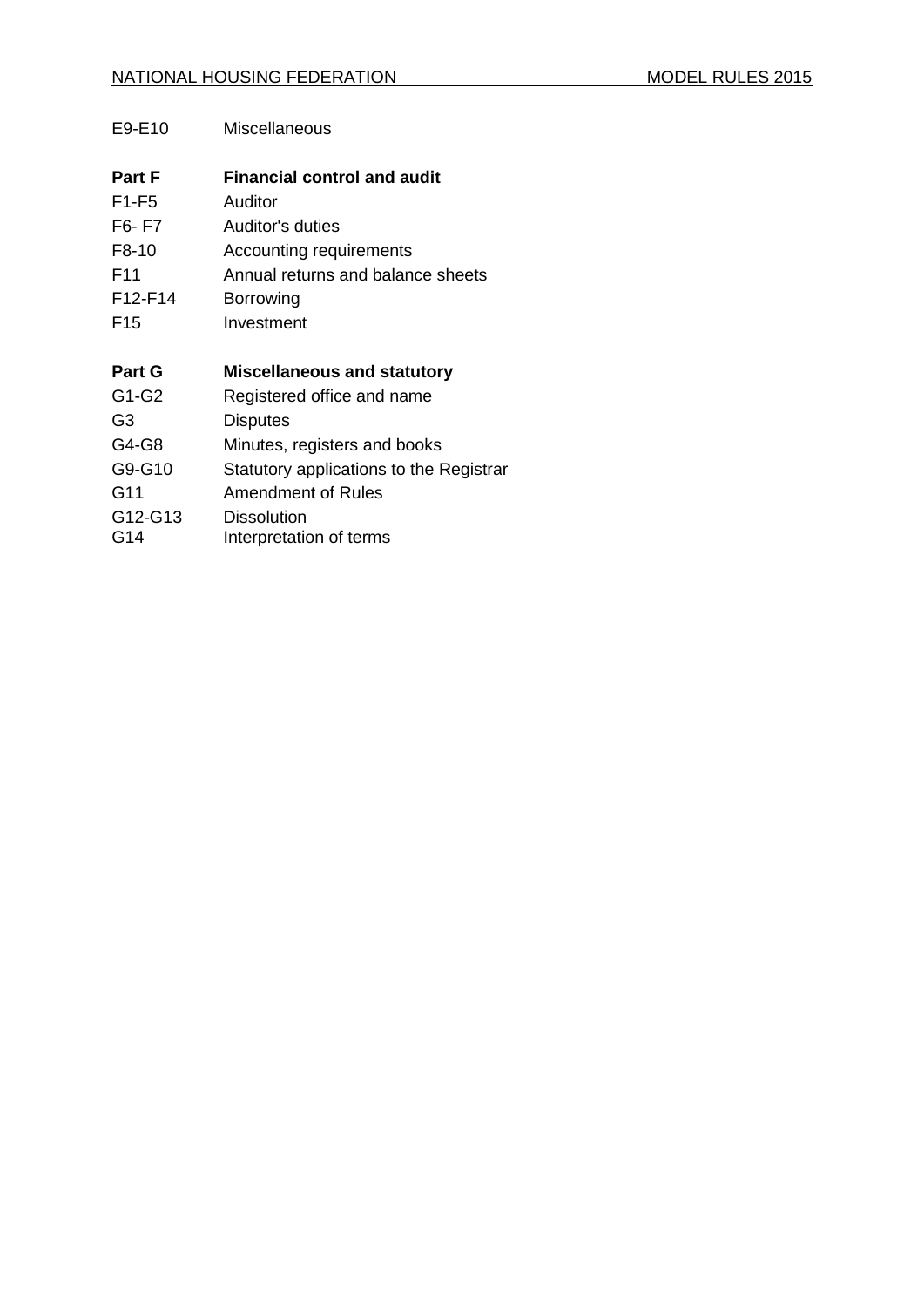| | |
|---|---|
| E9-E10 | Miscellaneous |
| | |
| **Part F** | **Financial control and audit** |
| F1-F5 | Auditor |
| F6- F7 | Auditor's duties |
| F8-10 | Accounting requirements |
| F11 | Annual returns and balance sheets |
| F12-F14 | Borrowing |
| F15 | Investment |
| | |
| **Part G** | **Miscellaneous and statutory** |
| G1-G2 | Registered office and name |
| G3 | Disputes |
| G4-G8 | Minutes, registers and books |
| G9-G10 | Statutory applications to the Registrar |
| G11 | Amendment of Rules |
| G12-G13 | Dissolution |
| G14 | Interpretation of terms |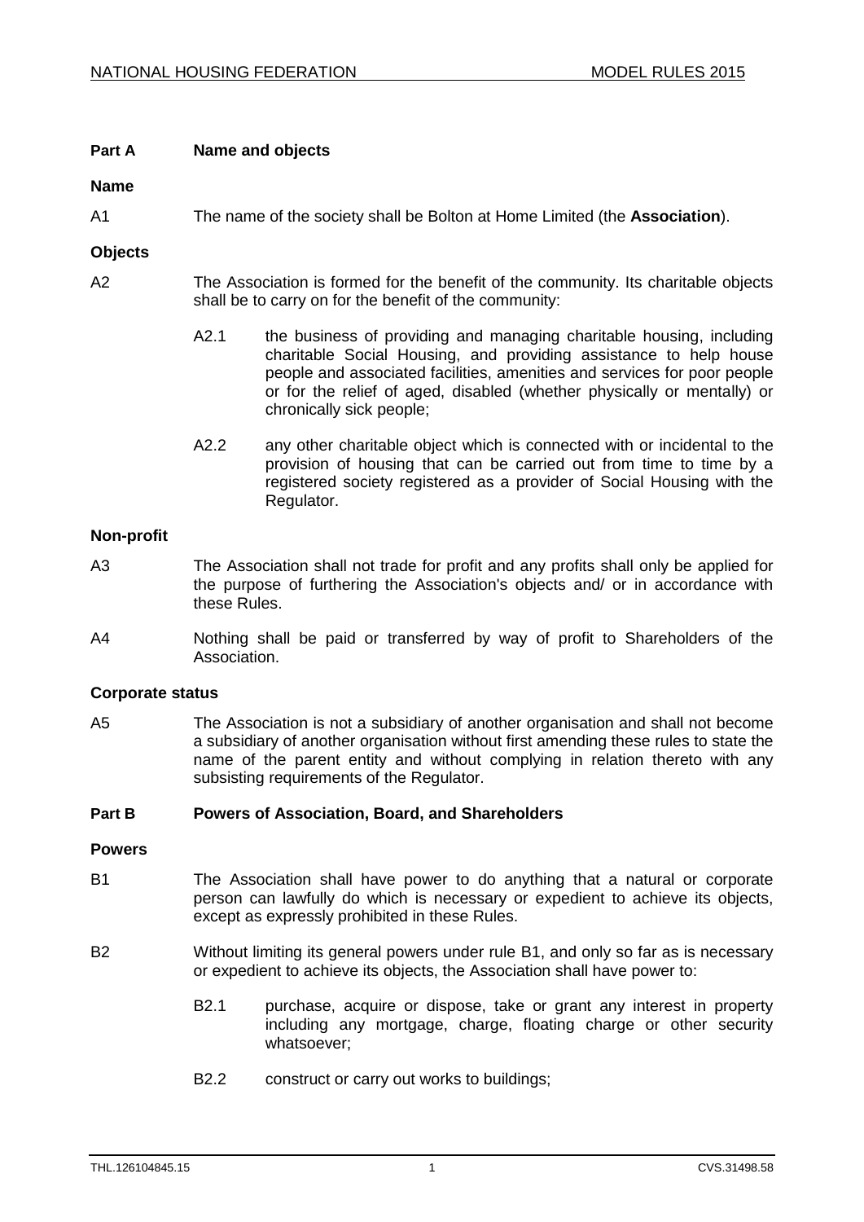## Part A Name and objects

### Name

A1 The name of the society shall be Bolton at Home Limited (the **Association**).

### Objects

A2 The Association is formed for the benefit of the community. Its charitable objects shall be to carry on for the benefit of the community:

- A2.1 the business of providing and managing charitable housing, including charitable Social Housing, and providing assistance to help house people and associated facilities, amenities and services for poor people or for the relief of aged, disabled (whether physically or mentally) or chronically sick people;

- A2.2 any other charitable object which is connected with or incidental to the provision of housing that can be carried out from time to time by a registered society registered as a provider of Social Housing with the Regulator.

### Non-profit

A3 The Association shall not trade for profit and any profits shall only be applied for the purpose of furthering the Association's objects and/ or in accordance with these Rules.

A4 Nothing shall be paid or transferred by way of profit to Shareholders of the Association.

### Corporate status

A5 The Association is not a subsidiary of another organisation and shall not become a subsidiary of another organisation without first amending these rules to state the name of the parent entity and without complying in relation thereto with any subsisting requirements of the Regulator.

## Part B Powers of Association, Board, and Shareholders

### Powers

B1 The Association shall have power to do anything that a natural or corporate person can lawfully do which is necessary or expedient to achieve its objects, except as expressly prohibited in these Rules.

B2 Without limiting its general powers under rule B1, and only so far as is necessary or expedient to achieve its objects, the Association shall have power to:

- B2.1 purchase, acquire or dispose, take or grant any interest in property including any mortgage, charge, floating charge or other security whatsoever;

- B2.2 construct or carry out works to buildings;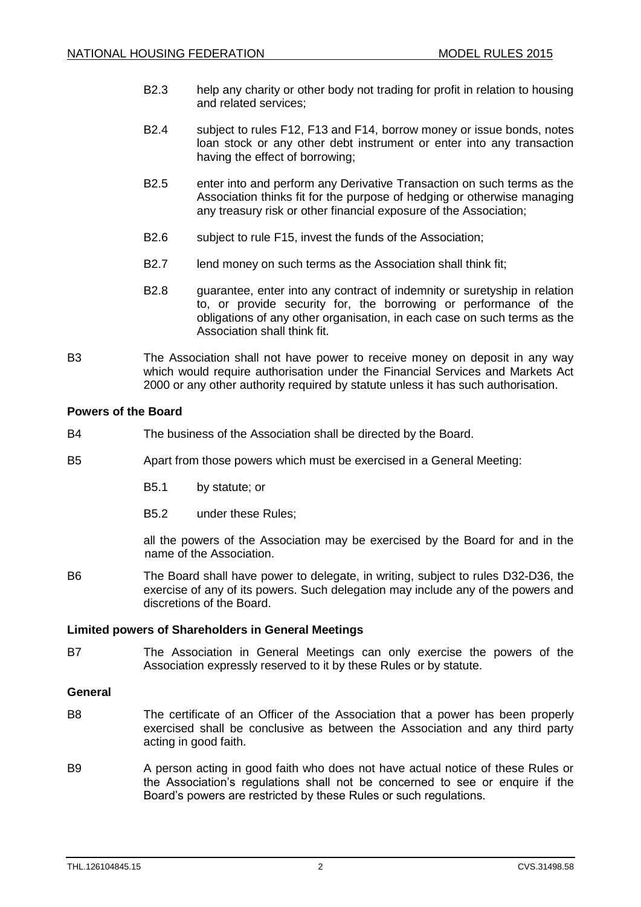B2.3 help any charity or other body not trading for profit in relation to housing and related services;

B2.4 subject to rules F12, F13 and F14, borrow money or issue bonds, notes loan stock or any other debt instrument or enter into any transaction having the effect of borrowing;

B2.5 enter into and perform any Derivative Transaction on such terms as the Association thinks fit for the purpose of hedging or otherwise managing any treasury risk or other financial exposure of the Association;

B2.6 subject to rule F15, invest the funds of the Association;

B2.7 lend money on such terms as the Association shall think fit;

B2.8 guarantee, enter into any contract of indemnity or suretyship in relation to, or provide security for, the borrowing or performance of the obligations of any other organisation, in each case on such terms as the Association shall think fit.

B3 The Association shall not have power to receive money on deposit in any way which would require authorisation under the Financial Services and Markets Act 2000 or any other authority required by statute unless it has such authorisation.

**Powers of the Board**

B4 The business of the Association shall be directed by the Board.

B5 Apart from those powers which must be exercised in a General Meeting:

B5.1 by statute; or

B5.2 under these Rules;

all the powers of the Association may be exercised by the Board for and in the name of the Association.

B6 The Board shall have power to delegate, in writing, subject to rules D32-D36, the exercise of any of its powers. Such delegation may include any of the powers and discretions of the Board.

**Limited powers of Shareholders in General Meetings**

B7 The Association in General Meetings can only exercise the powers of the Association expressly reserved to it by these Rules or by statute.

**General**

B8 The certificate of an Officer of the Association that a power has been properly exercised shall be conclusive as between the Association and any third party acting in good faith.

B9 A person acting in good faith who does not have actual notice of these Rules or the Association's regulations shall not be concerned to see or enquire if the Board's powers are restricted by these Rules or such regulations.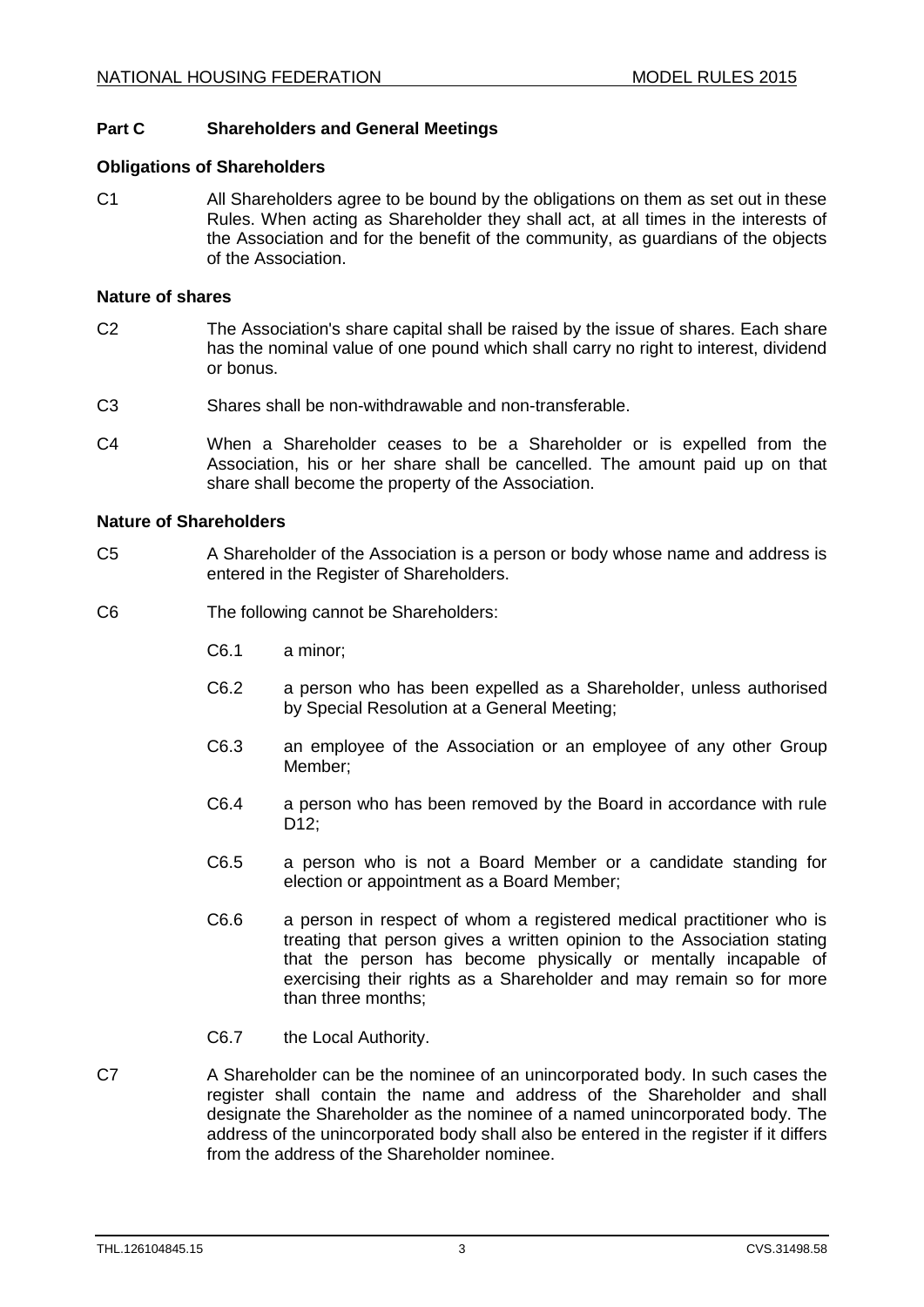## Part C Shareholders and General Meetings

### Obligations of Shareholders

C1 All Shareholders agree to be bound by the obligations on them as set out in these Rules. When acting as Shareholder they shall act, at all times in the interests of the Association and for the benefit of the community, as guardians of the objects of the Association.

### Nature of shares

C2 The Association's share capital shall be raised by the issue of shares. Each share has the nominal value of one pound which shall carry no right to interest, dividend or bonus.

C3 Shares shall be non-withdrawable and non-transferable.

C4 When a Shareholder ceases to be a Shareholder or is expelled from the Association, his or her share shall be cancelled. The amount paid up on that share shall become the property of the Association.

### Nature of Shareholders

C5 A Shareholder of the Association is a person or body whose name and address is entered in the Register of Shareholders.

C6 The following cannot be Shareholders:

- C6.1 a minor;
- C6.2 a person who has been expelled as a Shareholder, unless authorised by Special Resolution at a General Meeting;
- C6.3 an employee of the Association or an employee of any other Group Member;
- C6.4 a person who has been removed by the Board in accordance with rule D12;
- C6.5 a person who is not a Board Member or a candidate standing for election or appointment as a Board Member;
- C6.6 a person in respect of whom a registered medical practitioner who is treating that person gives a written opinion to the Association stating that the person has become physically or mentally incapable of exercising their rights as a Shareholder and may remain so for more than three months;
- C6.7 the Local Authority.

C7 A Shareholder can be the nominee of an unincorporated body. In such cases the register shall contain the name and address of the Shareholder and shall designate the Shareholder as the nominee of a named unincorporated body. The address of the unincorporated body shall also be entered in the register if it differs from the address of the Shareholder nominee.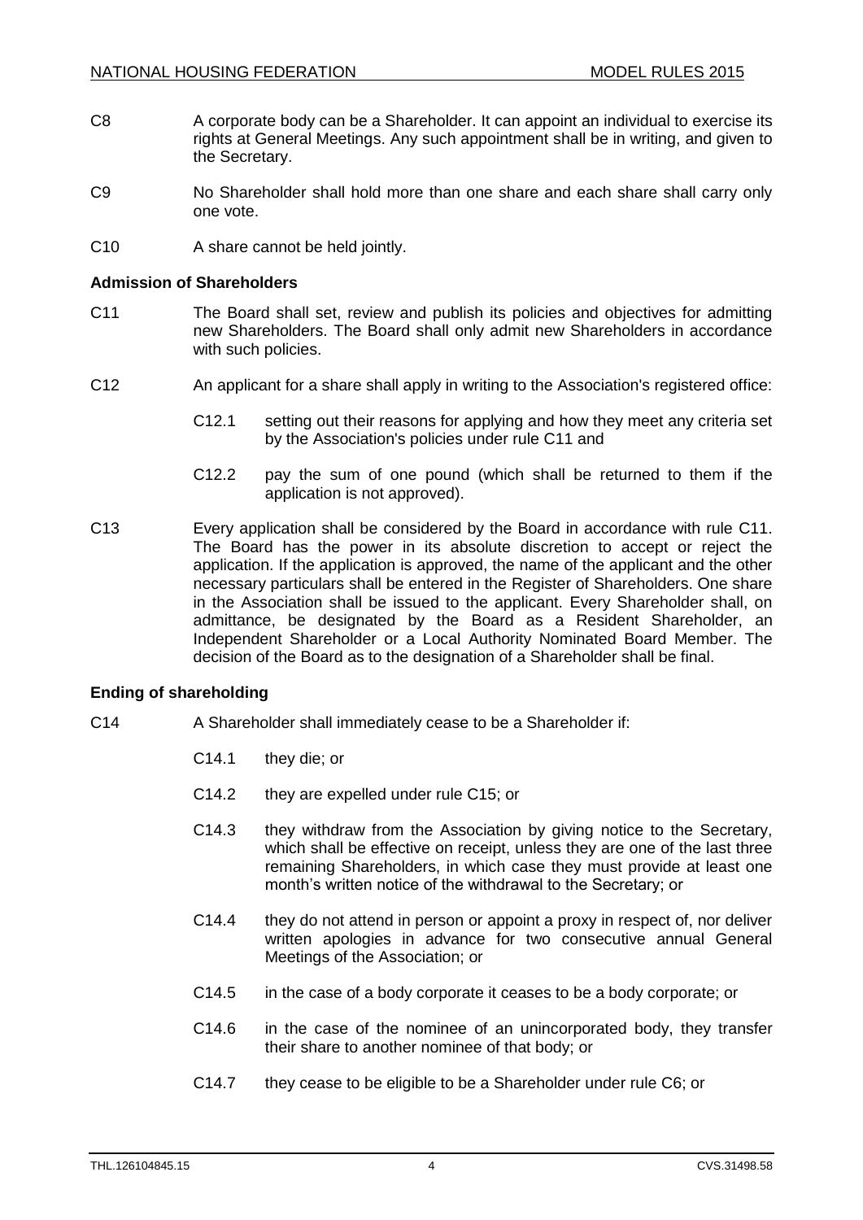C8 A corporate body can be a Shareholder. It can appoint an individual to exercise its rights at General Meetings. Any such appointment shall be in writing, and given to the Secretary.

C9 No Shareholder shall hold more than one share and each share shall carry only one vote.

C10 A share cannot be held jointly.

**Admission of Shareholders**

C11 The Board shall set, review and publish its policies and objectives for admitting new Shareholders. The Board shall only admit new Shareholders in accordance with such policies.

C12 An applicant for a share shall apply in writing to the Association's registered office:

- C12.1 setting out their reasons for applying and how they meet any criteria set by the Association's policies under rule C11 and
- C12.2 pay the sum of one pound (which shall be returned to them if the application is not approved).

C13 Every application shall be considered by the Board in accordance with rule C11. The Board has the power in its absolute discretion to accept or reject the application. If the application is approved, the name of the applicant and the other necessary particulars shall be entered in the Register of Shareholders. One share in the Association shall be issued to the applicant. Every Shareholder shall, on admittance, be designated by the Board as a Resident Shareholder, an Independent Shareholder or a Local Authority Nominated Board Member. The decision of the Board as to the designation of a Shareholder shall be final.

**Ending of shareholding**

C14 A Shareholder shall immediately cease to be a Shareholder if:

- C14.1 they die; or
- C14.2 they are expelled under rule C15; or
- C14.3 they withdraw from the Association by giving notice to the Secretary, which shall be effective on receipt, unless they are one of the last three remaining Shareholders, in which case they must provide at least one month's written notice of the withdrawal to the Secretary; or
- C14.4 they do not attend in person or appoint a proxy in respect of, nor deliver written apologies in advance for two consecutive annual General Meetings of the Association; or
- C14.5 in the case of a body corporate it ceases to be a body corporate; or
- C14.6 in the case of the nominee of an unincorporated body, they transfer their share to another nominee of that body; or
- C14.7 they cease to be eligible to be a Shareholder under rule C6; or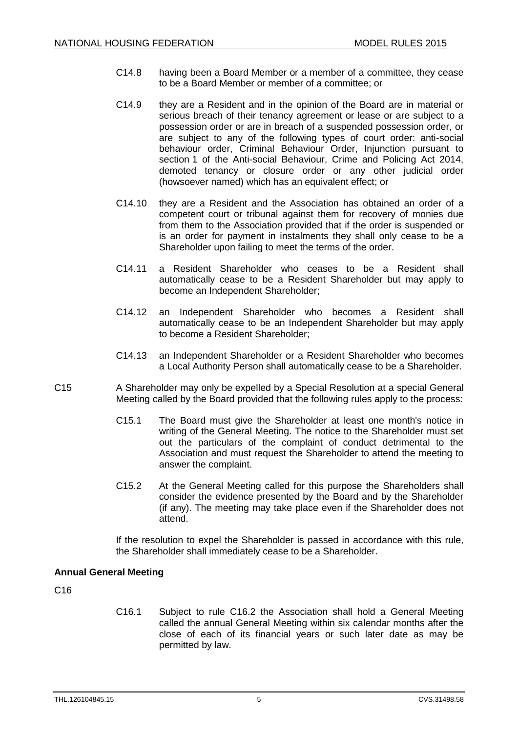C14.8 having been a Board Member or a member of a committee, they cease to be a Board Member or member of a committee; or

C14.9 they are a Resident and in the opinion of the Board are in material or serious breach of their tenancy agreement or lease or are subject to a possession order or are in breach of a suspended possession order, or are subject to any of the following types of court order: anti-social behaviour order, Criminal Behaviour Order, Injunction pursuant to section 1 of the Anti-social Behaviour, Crime and Policing Act 2014, demoted tenancy or closure order or any other judicial order (howsoever named) which has an equivalent effect; or

C14.10 they are a Resident and the Association has obtained an order of a competent court or tribunal against them for recovery of monies due from them to the Association provided that if the order is suspended or is an order for payment in instalments they shall only cease to be a Shareholder upon failing to meet the terms of the order.

C14.11 a Resident Shareholder who ceases to be a Resident shall automatically cease to be a Resident Shareholder but may apply to become an Independent Shareholder;

C14.12 an Independent Shareholder who becomes a Resident shall automatically cease to be an Independent Shareholder but may apply to become a Resident Shareholder;

C14.13 an Independent Shareholder or a Resident Shareholder who becomes a Local Authority Person shall automatically cease to be a Shareholder.

C15 A Shareholder may only be expelled by a Special Resolution at a special General Meeting called by the Board provided that the following rules apply to the process:

C15.1 The Board must give the Shareholder at least one month's notice in writing of the General Meeting. The notice to the Shareholder must set out the particulars of the complaint of conduct detrimental to the Association and must request the Shareholder to attend the meeting to answer the complaint.

C15.2 At the General Meeting called for this purpose the Shareholders shall consider the evidence presented by the Board and by the Shareholder (if any). The meeting may take place even if the Shareholder does not attend.

If the resolution to expel the Shareholder is passed in accordance with this rule, the Shareholder shall immediately cease to be a Shareholder.

**Annual General Meeting**

C16

C16.1 Subject to rule C16.2 the Association shall hold a General Meeting called the annual General Meeting within six calendar months after the close of each of its financial years or such later date as may be permitted by law.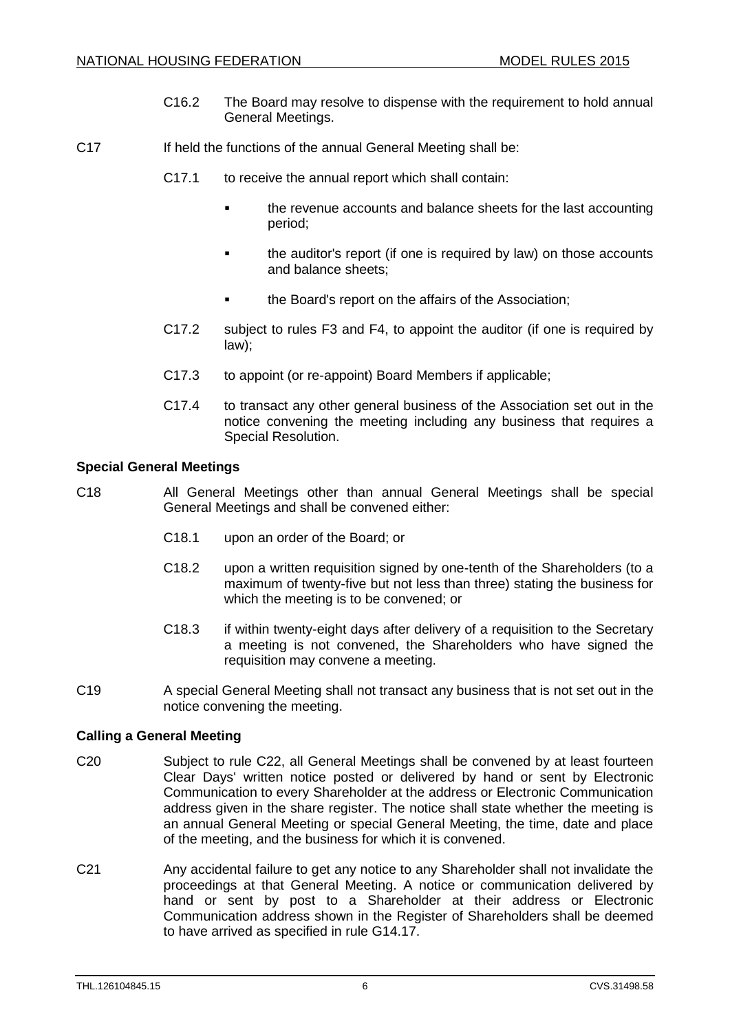C16.2 The Board may resolve to dispense with the requirement to hold annual General Meetings.

C17 If held the functions of the annual General Meeting shall be:

C17.1 to receive the annual report which shall contain:

- the revenue accounts and balance sheets for the last accounting period;
- the auditor's report (if one is required by law) on those accounts and balance sheets;
- the Board's report on the affairs of the Association;

C17.2 subject to rules F3 and F4, to appoint the auditor (if one is required by law);

C17.3 to appoint (or re-appoint) Board Members if applicable;

C17.4 to transact any other general business of the Association set out in the notice convening the meeting including any business that requires a Special Resolution.

**Special General Meetings**

C18 All General Meetings other than annual General Meetings shall be special General Meetings and shall be convened either:

C18.1 upon an order of the Board; or

C18.2 upon a written requisition signed by one-tenth of the Shareholders (to a maximum of twenty-five but not less than three) stating the business for which the meeting is to be convened; or

C18.3 if within twenty-eight days after delivery of a requisition to the Secretary a meeting is not convened, the Shareholders who have signed the requisition may convene a meeting.

C19 A special General Meeting shall not transact any business that is not set out in the notice convening the meeting.

**Calling a General Meeting**

C20 Subject to rule C22, all General Meetings shall be convened by at least fourteen Clear Days' written notice posted or delivered by hand or sent by Electronic Communication to every Shareholder at the address or Electronic Communication address given in the share register. The notice shall state whether the meeting is an annual General Meeting or special General Meeting, the time, date and place of the meeting, and the business for which it is convened.

C21 Any accidental failure to get any notice to any Shareholder shall not invalidate the proceedings at that General Meeting. A notice or communication delivered by hand or sent by post to a Shareholder at their address or Electronic Communication address shown in the Register of Shareholders shall be deemed to have arrived as specified in rule G14.17.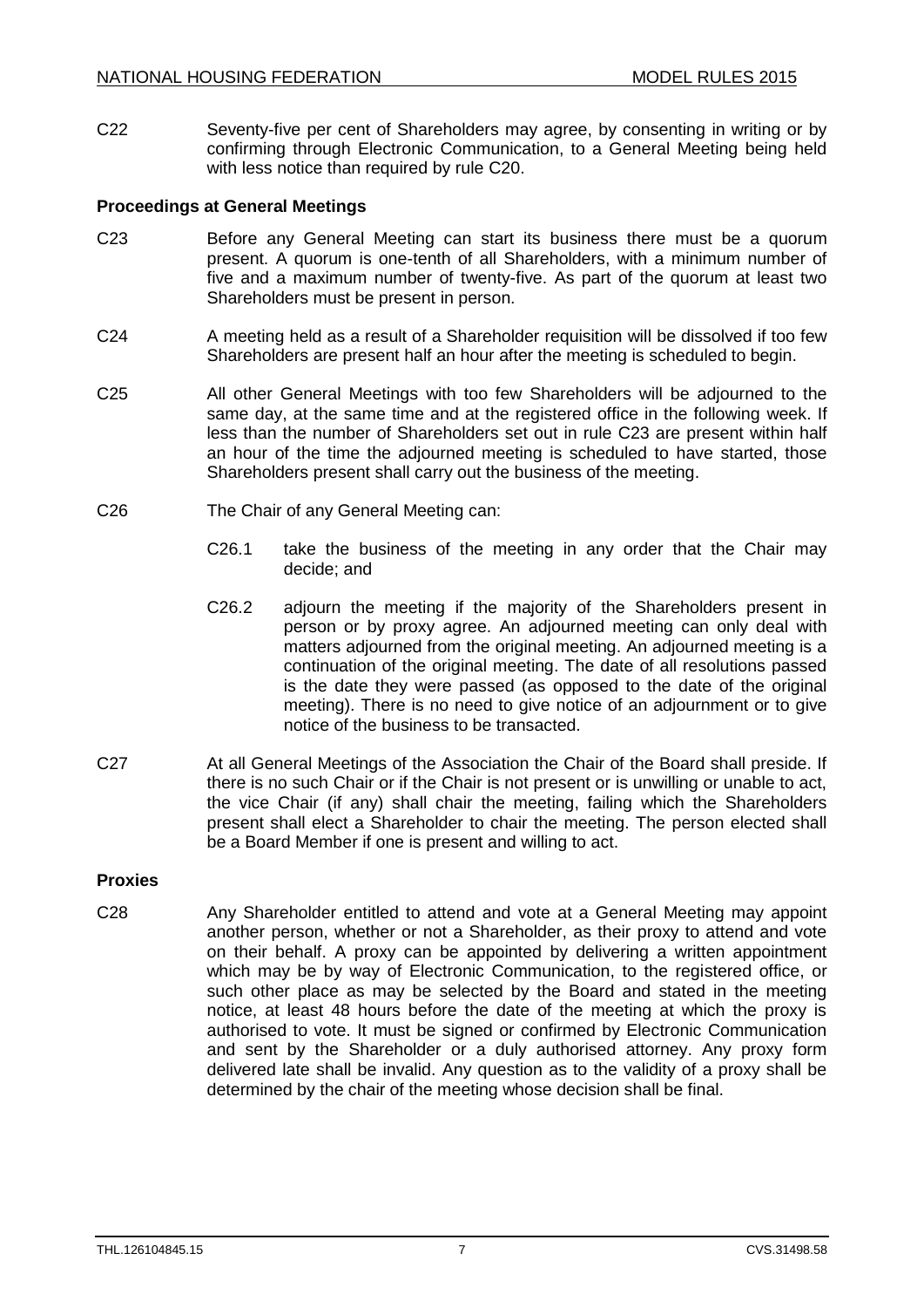C22 Seventy-five per cent of Shareholders may agree, by consenting in writing or by confirming through Electronic Communication, to a General Meeting being held with less notice than required by rule C20.

**Proceedings at General Meetings**

C23 Before any General Meeting can start its business there must be a quorum present. A quorum is one-tenth of all Shareholders, with a minimum number of five and a maximum number of twenty-five. As part of the quorum at least two Shareholders must be present in person.

C24 A meeting held as a result of a Shareholder requisition will be dissolved if too few Shareholders are present half an hour after the meeting is scheduled to begin.

C25 All other General Meetings with too few Shareholders will be adjourned to the same day, at the same time and at the registered office in the following week. If less than the number of Shareholders set out in rule C23 are present within half an hour of the time the adjourned meeting is scheduled to have started, those Shareholders present shall carry out the business of the meeting.

C26 The Chair of any General Meeting can:

- C26.1 take the business of the meeting in any order that the Chair may decide; and
- C26.2 adjourn the meeting if the majority of the Shareholders present in person or by proxy agree. An adjourned meeting can only deal with matters adjourned from the original meeting. An adjourned meeting is a continuation of the original meeting. The date of all resolutions passed is the date they were passed (as opposed to the date of the original meeting). There is no need to give notice of an adjournment or to give notice of the business to be transacted.

C27 At all General Meetings of the Association the Chair of the Board shall preside. If there is no such Chair or if the Chair is not present or is unwilling or unable to act, the vice Chair (if any) shall chair the meeting, failing which the Shareholders present shall elect a Shareholder to chair the meeting. The person elected shall be a Board Member if one is present and willing to act.

**Proxies**

C28 Any Shareholder entitled to attend and vote at a General Meeting may appoint another person, whether or not a Shareholder, as their proxy to attend and vote on their behalf. A proxy can be appointed by delivering a written appointment which may be by way of Electronic Communication, to the registered office, or such other place as may be selected by the Board and stated in the meeting notice, at least 48 hours before the date of the meeting at which the proxy is authorised to vote. It must be signed or confirmed by Electronic Communication and sent by the Shareholder or a duly authorised attorney. Any proxy form delivered late shall be invalid. Any question as to the validity of a proxy shall be determined by the chair of the meeting whose decision shall be final.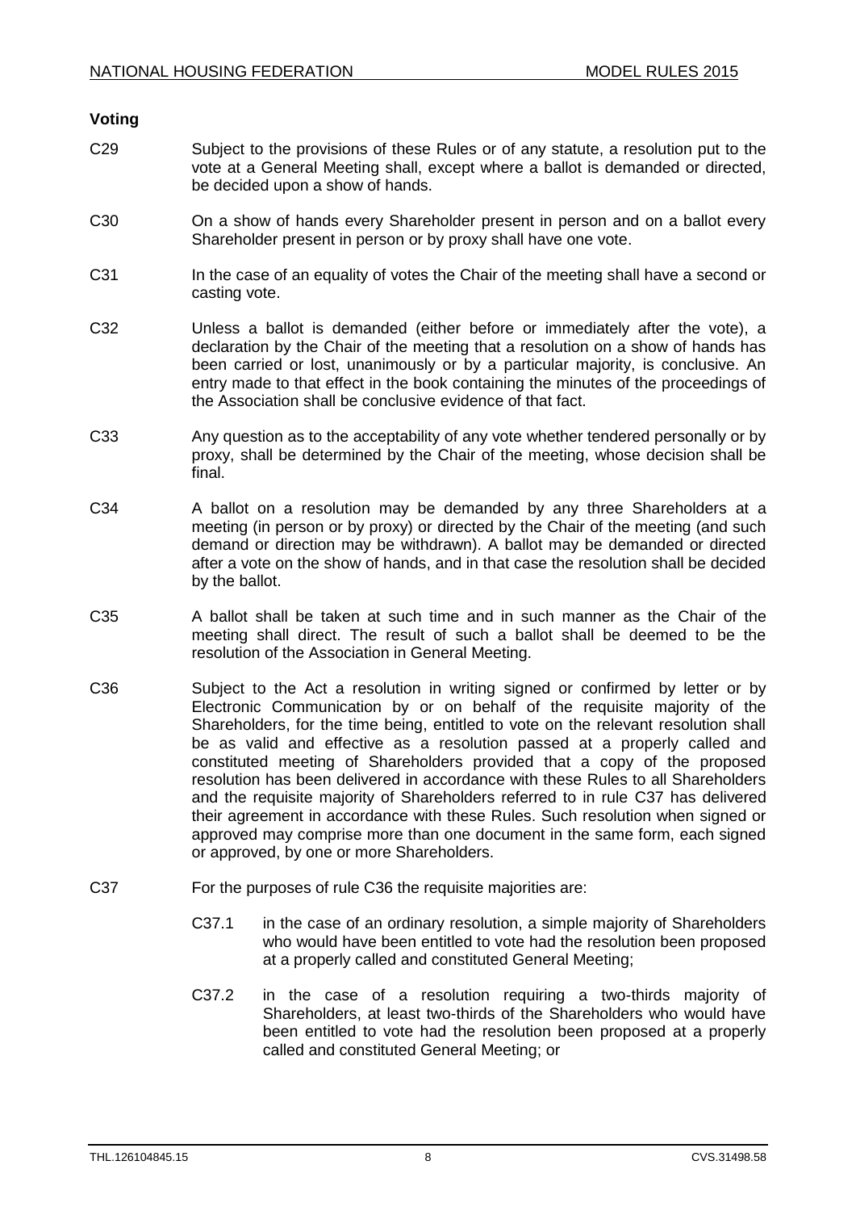### Voting

C29 Subject to the provisions of these Rules or of any statute, a resolution put to the vote at a General Meeting shall, except where a ballot is demanded or directed, be decided upon a show of hands.

C30 On a show of hands every Shareholder present in person and on a ballot every Shareholder present in person or by proxy shall have one vote.

C31 In the case of an equality of votes the Chair of the meeting shall have a second or casting vote.

C32 Unless a ballot is demanded (either before or immediately after the vote), a declaration by the Chair of the meeting that a resolution on a show of hands has been carried or lost, unanimously or by a particular majority, is conclusive. An entry made to that effect in the book containing the minutes of the proceedings of the Association shall be conclusive evidence of that fact.

C33 Any question as to the acceptability of any vote whether tendered personally or by proxy, shall be determined by the Chair of the meeting, whose decision shall be final.

C34 A ballot on a resolution may be demanded by any three Shareholders at a meeting (in person or by proxy) or directed by the Chair of the meeting (and such demand or direction may be withdrawn). A ballot may be demanded or directed after a vote on the show of hands, and in that case the resolution shall be decided by the ballot.

C35 A ballot shall be taken at such time and in such manner as the Chair of the meeting shall direct. The result of such a ballot shall be deemed to be the resolution of the Association in General Meeting.

C36 Subject to the Act a resolution in writing signed or confirmed by letter or by Electronic Communication by or on behalf of the requisite majority of the Shareholders, for the time being, entitled to vote on the relevant resolution shall be as valid and effective as a resolution passed at a properly called and constituted meeting of Shareholders provided that a copy of the proposed resolution has been delivered in accordance with these Rules to all Shareholders and the requisite majority of Shareholders referred to in rule C37 has delivered their agreement in accordance with these Rules. Such resolution when signed or approved may comprise more than one document in the same form, each signed or approved, by one or more Shareholders.

C37 For the purposes of rule C36 the requisite majorities are:

- C37.1 in the case of an ordinary resolution, a simple majority of Shareholders who would have been entitled to vote had the resolution been proposed at a properly called and constituted General Meeting;
- C37.2 in the case of a resolution requiring a two-thirds majority of Shareholders, at least two-thirds of the Shareholders who would have been entitled to vote had the resolution been proposed at a properly called and constituted General Meeting; or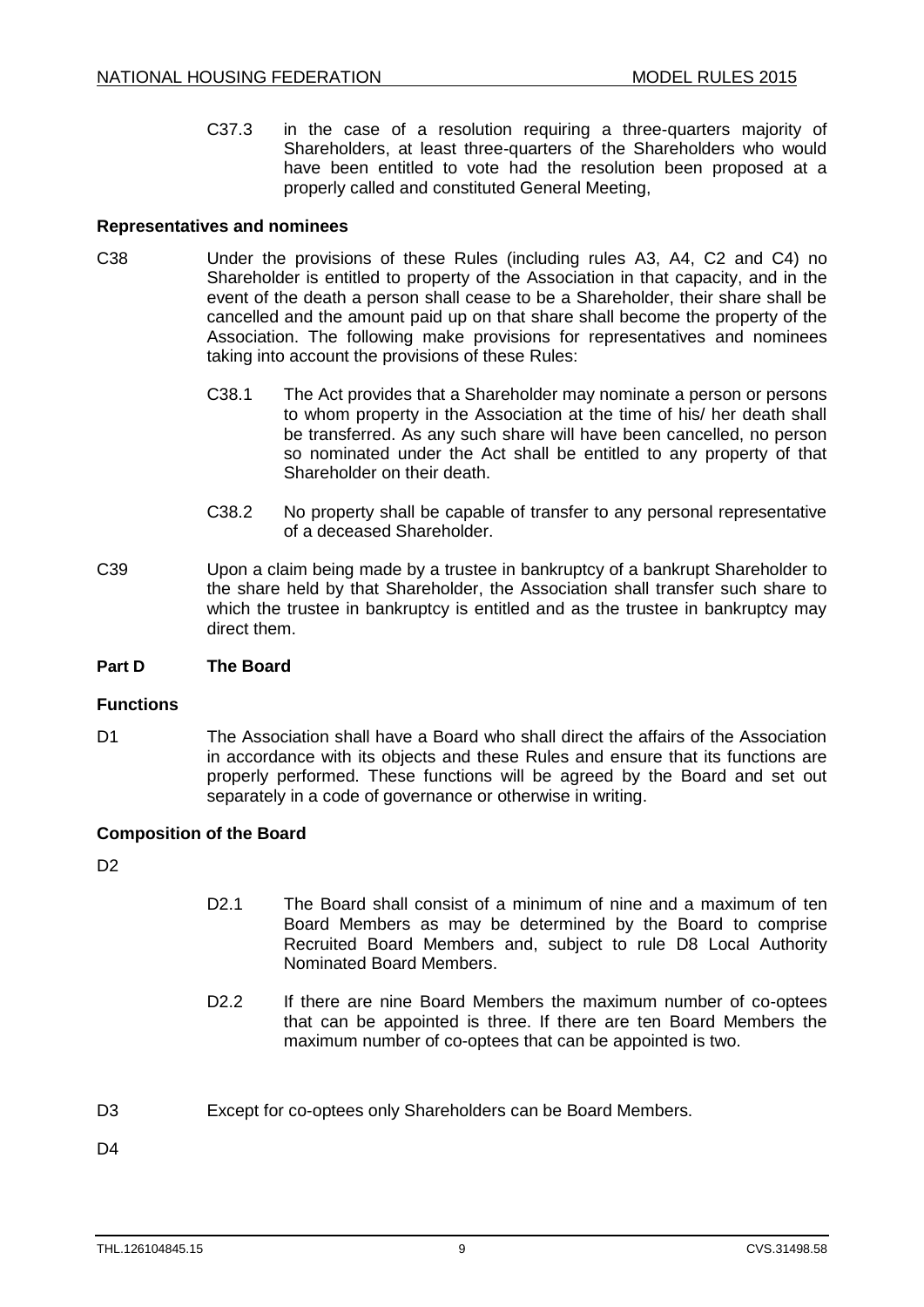C37.3 in the case of a resolution requiring a three-quarters majority of Shareholders, at least three-quarters of the Shareholders who would have been entitled to vote had the resolution been proposed at a properly called and constituted General Meeting,

### Representatives and nominees

C38 Under the provisions of these Rules (including rules A3, A4, C2 and C4) no Shareholder is entitled to property of the Association in that capacity, and in the event of the death a person shall cease to be a Shareholder, their share shall be cancelled and the amount paid up on that share shall become the property of the Association. The following make provisions for representatives and nominees taking into account the provisions of these Rules:

C38.1 The Act provides that a Shareholder may nominate a person or persons to whom property in the Association at the time of his/ her death shall be transferred. As any such share will have been cancelled, no person so nominated under the Act shall be entitled to any property of that Shareholder on their death.

C38.2 No property shall be capable of transfer to any personal representative of a deceased Shareholder.

C39 Upon a claim being made by a trustee in bankruptcy of a bankrupt Shareholder to the share held by that Shareholder, the Association shall transfer such share to which the trustee in bankruptcy is entitled and as the trustee in bankruptcy may direct them.

## Part D The Board

### Functions

D1 The Association shall have a Board who shall direct the affairs of the Association in accordance with its objects and these Rules and ensure that its functions are properly performed. These functions will be agreed by the Board and set out separately in a code of governance or otherwise in writing.

### Composition of the Board

D2

D2.1 The Board shall consist of a minimum of nine and a maximum of ten Board Members as may be determined by the Board to comprise Recruited Board Members and, subject to rule D8 Local Authority Nominated Board Members.

D2.2 If there are nine Board Members the maximum number of co-optees that can be appointed is three. If there are ten Board Members the maximum number of co-optees that can be appointed is two.

D3 Except for co-optees only Shareholders can be Board Members.

D4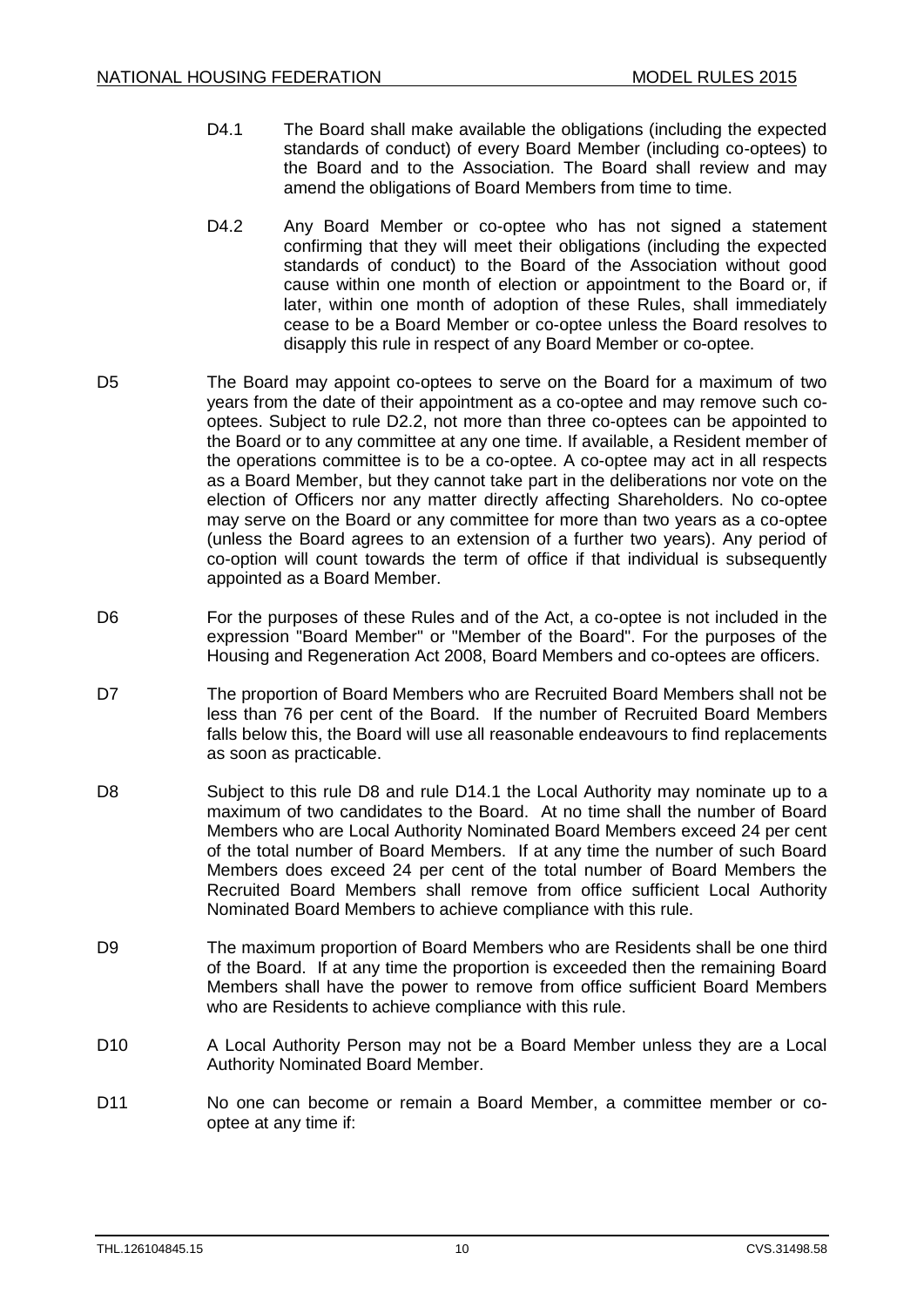D4.1 The Board shall make available the obligations (including the expected standards of conduct) of every Board Member (including co-optees) to the Board and to the Association. The Board shall review and may amend the obligations of Board Members from time to time.

D4.2 Any Board Member or co-optee who has not signed a statement confirming that they will meet their obligations (including the expected standards of conduct) to the Board of the Association without good cause within one month of election or appointment to the Board or, if later, within one month of adoption of these Rules, shall immediately cease to be a Board Member or co-optee unless the Board resolves to disapply this rule in respect of any Board Member or co-optee.

D5 The Board may appoint co-optees to serve on the Board for a maximum of two years from the date of their appointment as a co-optee and may remove such co-optees. Subject to rule D2.2, not more than three co-optees can be appointed to the Board or to any committee at any one time. If available, a Resident member of the operations committee is to be a co-optee. A co-optee may act in all respects as a Board Member, but they cannot take part in the deliberations nor vote on the election of Officers nor any matter directly affecting Shareholders. No co-optee may serve on the Board or any committee for more than two years as a co-optee (unless the Board agrees to an extension of a further two years). Any period of co-option will count towards the term of office if that individual is subsequently appointed as a Board Member.

D6 For the purposes of these Rules and of the Act, a co-optee is not included in the expression "Board Member" or "Member of the Board". For the purposes of the Housing and Regeneration Act 2008, Board Members and co-optees are officers.

D7 The proportion of Board Members who are Recruited Board Members shall not be less than 76 per cent of the Board. If the number of Recruited Board Members falls below this, the Board will use all reasonable endeavours to find replacements as soon as practicable.

D8 Subject to this rule D8 and rule D14.1 the Local Authority may nominate up to a maximum of two candidates to the Board. At no time shall the number of Board Members who are Local Authority Nominated Board Members exceed 24 per cent of the total number of Board Members. If at any time the number of such Board Members does exceed 24 per cent of the total number of Board Members the Recruited Board Members shall remove from office sufficient Local Authority Nominated Board Members to achieve compliance with this rule.

D9 The maximum proportion of Board Members who are Residents shall be one third of the Board. If at any time the proportion is exceeded then the remaining Board Members shall have the power to remove from office sufficient Board Members who are Residents to achieve compliance with this rule.

D10 A Local Authority Person may not be a Board Member unless they are a Local Authority Nominated Board Member.

D11 No one can become or remain a Board Member, a committee member or co-optee at any time if: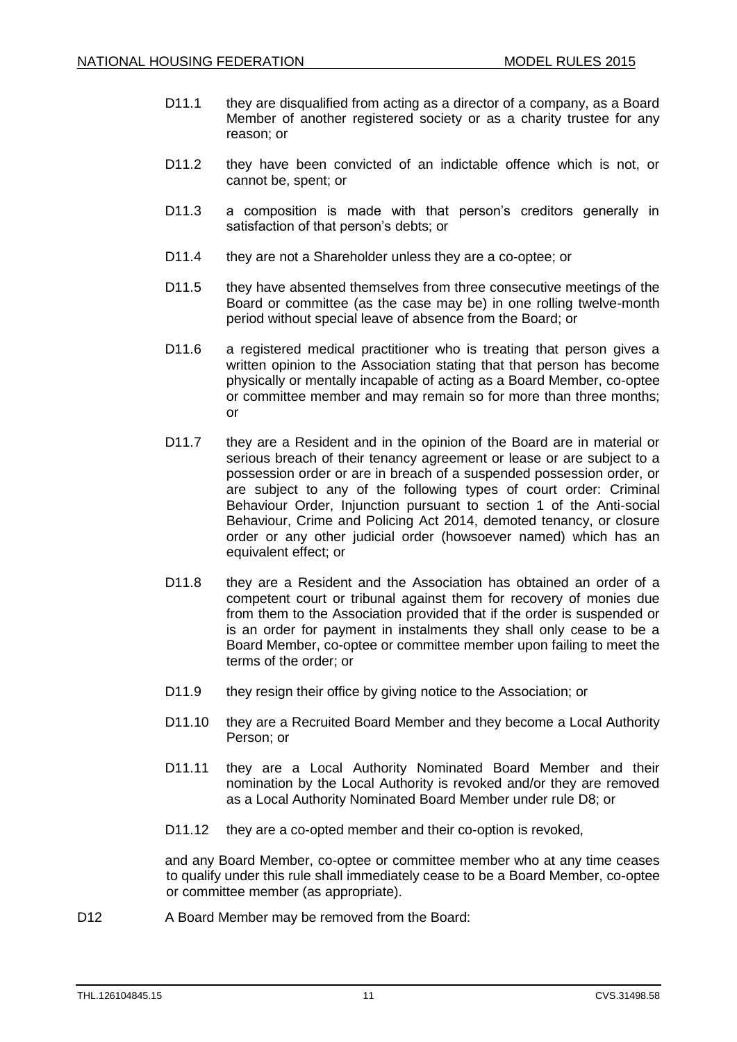D11.1 they are disqualified from acting as a director of a company, as a Board Member of another registered society or as a charity trustee for any reason; or

D11.2 they have been convicted of an indictable offence which is not, or cannot be, spent; or

D11.3 a composition is made with that person's creditors generally in satisfaction of that person's debts; or

D11.4 they are not a Shareholder unless they are a co-optee; or

D11.5 they have absented themselves from three consecutive meetings of the Board or committee (as the case may be) in one rolling twelve-month period without special leave of absence from the Board; or

D11.6 a registered medical practitioner who is treating that person gives a written opinion to the Association stating that that person has become physically or mentally incapable of acting as a Board Member, co-optee or committee member and may remain so for more than three months; or

D11.7 they are a Resident and in the opinion of the Board are in material or serious breach of their tenancy agreement or lease or are subject to a possession order or are in breach of a suspended possession order, or are subject to any of the following types of court order: Criminal Behaviour Order, Injunction pursuant to section 1 of the Anti-social Behaviour, Crime and Policing Act 2014, demoted tenancy, or closure order or any other judicial order (howsoever named) which has an equivalent effect; or

D11.8 they are a Resident and the Association has obtained an order of a competent court or tribunal against them for recovery of monies due from them to the Association provided that if the order is suspended or is an order for payment in instalments they shall only cease to be a Board Member, co-optee or committee member upon failing to meet the terms of the order; or

D11.9 they resign their office by giving notice to the Association; or

D11.10 they are a Recruited Board Member and they become a Local Authority Person; or

D11.11 they are a Local Authority Nominated Board Member and their nomination by the Local Authority is revoked and/or they are removed as a Local Authority Nominated Board Member under rule D8; or

D11.12 they are a co-opted member and their co-option is revoked,

and any Board Member, co-optee or committee member who at any time ceases to qualify under this rule shall immediately cease to be a Board Member, co-optee or committee member (as appropriate).

D12 A Board Member may be removed from the Board: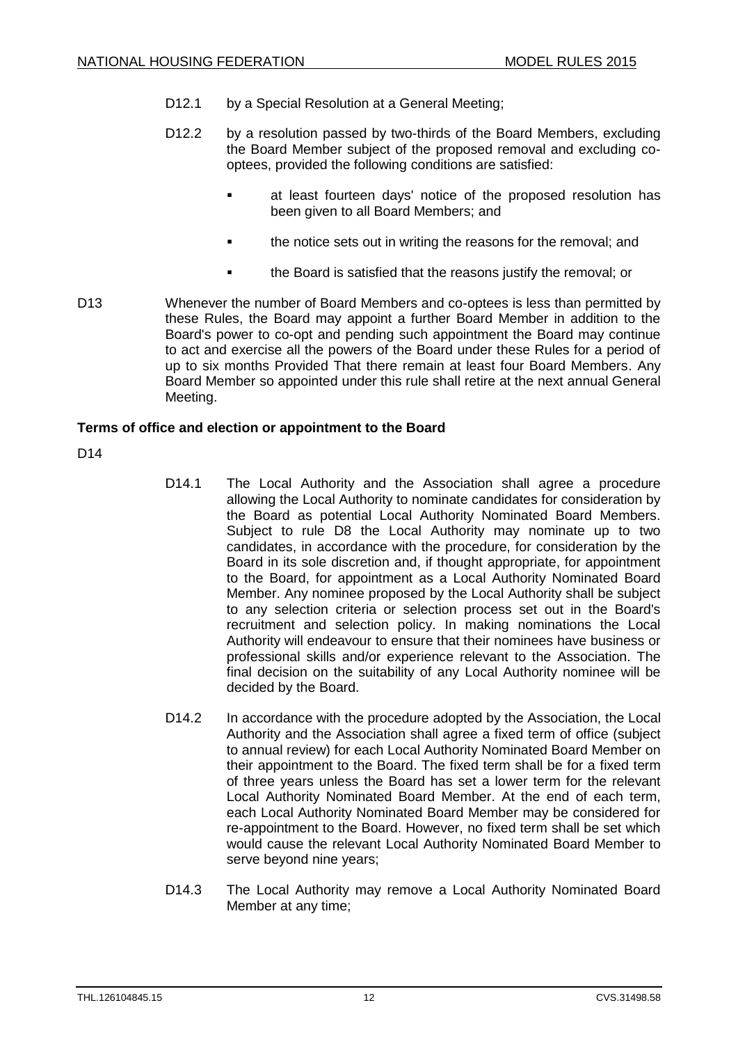D12.1 by a Special Resolution at a General Meeting;

D12.2 by a resolution passed by two-thirds of the Board Members, excluding the Board Member subject of the proposed removal and excluding co-optees, provided the following conditions are satisfied:

- at least fourteen days' notice of the proposed resolution has been given to all Board Members; and
- the notice sets out in writing the reasons for the removal; and
- the Board is satisfied that the reasons justify the removal; or

D13 Whenever the number of Board Members and co-optees is less than permitted by these Rules, the Board may appoint a further Board Member in addition to the Board's power to co-opt and pending such appointment the Board may continue to act and exercise all the powers of the Board under these Rules for a period of up to six months Provided That there remain at least four Board Members. Any Board Member so appointed under this rule shall retire at the next annual General Meeting.

**Terms of office and election or appointment to the Board**

D14

D14.1 The Local Authority and the Association shall agree a procedure allowing the Local Authority to nominate candidates for consideration by the Board as potential Local Authority Nominated Board Members. Subject to rule D8 the Local Authority may nominate up to two candidates, in accordance with the procedure, for consideration by the Board in its sole discretion and, if thought appropriate, for appointment to the Board, for appointment as a Local Authority Nominated Board Member. Any nominee proposed by the Local Authority shall be subject to any selection criteria or selection process set out in the Board's recruitment and selection policy. In making nominations the Local Authority will endeavour to ensure that their nominees have business or professional skills and/or experience relevant to the Association. The final decision on the suitability of any Local Authority nominee will be decided by the Board.

D14.2 In accordance with the procedure adopted by the Association, the Local Authority and the Association shall agree a fixed term of office (subject to annual review) for each Local Authority Nominated Board Member on their appointment to the Board. The fixed term shall be for a fixed term of three years unless the Board has set a lower term for the relevant Local Authority Nominated Board Member. At the end of each term, each Local Authority Nominated Board Member may be considered for re-appointment to the Board. However, no fixed term shall be set which would cause the relevant Local Authority Nominated Board Member to serve beyond nine years;

D14.3 The Local Authority may remove a Local Authority Nominated Board Member at any time;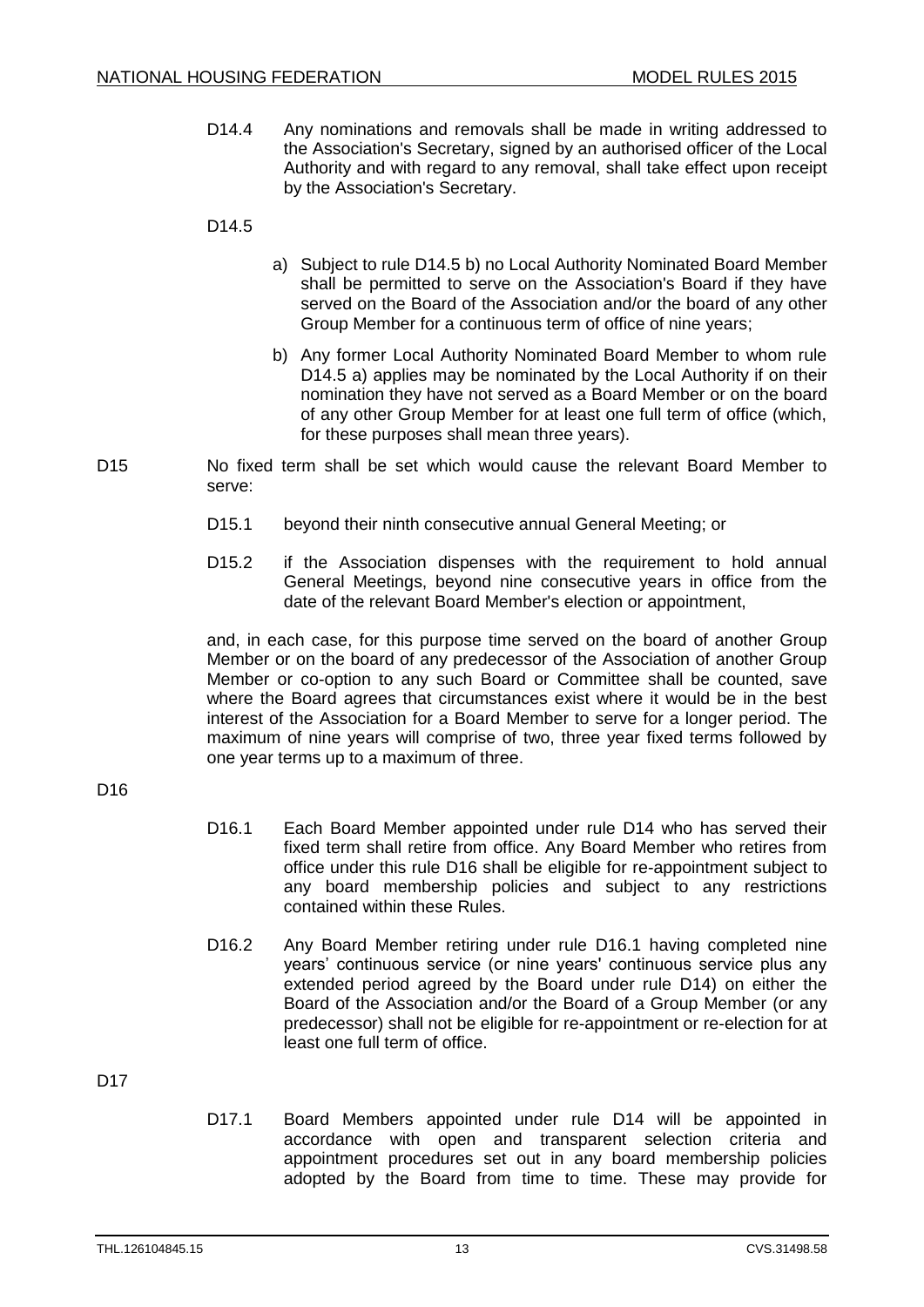D14.4 Any nominations and removals shall be made in writing addressed to the Association's Secretary, signed by an authorised officer of the Local Authority and with regard to any removal, shall take effect upon receipt by the Association's Secretary.

D14.5

a) Subject to rule D14.5 b) no Local Authority Nominated Board Member shall be permitted to serve on the Association's Board if they have served on the Board of the Association and/or the board of any other Group Member for a continuous term of office of nine years;

b) Any former Local Authority Nominated Board Member to whom rule D14.5 a) applies may be nominated by the Local Authority if on their nomination they have not served as a Board Member or on the board of any other Group Member for at least one full term of office (which, for these purposes shall mean three years).

D15 No fixed term shall be set which would cause the relevant Board Member to serve:

D15.1 beyond their ninth consecutive annual General Meeting; or

D15.2 if the Association dispenses with the requirement to hold annual General Meetings, beyond nine consecutive years in office from the date of the relevant Board Member's election or appointment,

and, in each case, for this purpose time served on the board of another Group Member or on the board of any predecessor of the Association of another Group Member or co-option to any such Board or Committee shall be counted, save where the Board agrees that circumstances exist where it would be in the best interest of the Association for a Board Member to serve for a longer period. The maximum of nine years will comprise of two, three year fixed terms followed by one year terms up to a maximum of three.

D16

D16.1 Each Board Member appointed under rule D14 who has served their fixed term shall retire from office. Any Board Member who retires from office under this rule D16 shall be eligible for re-appointment subject to any board membership policies and subject to any restrictions contained within these Rules.

D16.2 Any Board Member retiring under rule D16.1 having completed nine years' continuous service (or nine years' continuous service plus any extended period agreed by the Board under rule D14) on either the Board of the Association and/or the Board of a Group Member (or any predecessor) shall not be eligible for re-appointment or re-election for at least one full term of office.

D17

D17.1 Board Members appointed under rule D14 will be appointed in accordance with open and transparent selection criteria and appointment procedures set out in any board membership policies adopted by the Board from time to time. These may provide for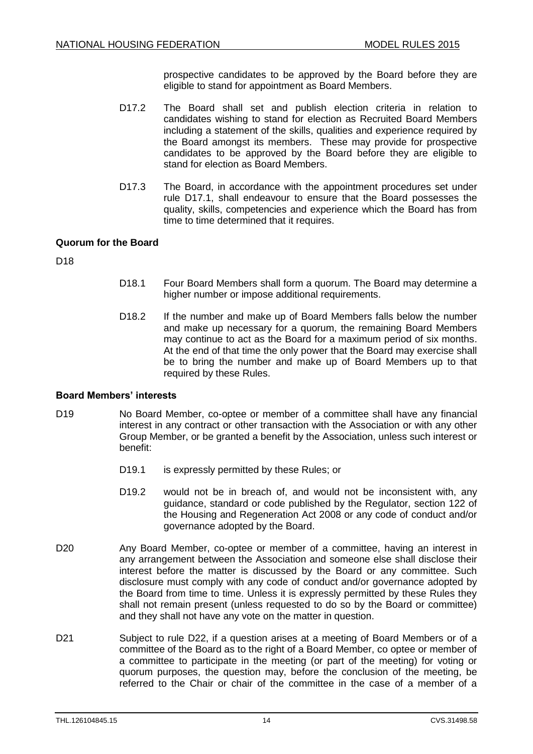prospective candidates to be approved by the Board before they are eligible to stand for appointment as Board Members.

D17.2 The Board shall set and publish election criteria in relation to candidates wishing to stand for election as Recruited Board Members including a statement of the skills, qualities and experience required by the Board amongst its members. These may provide for prospective candidates to be approved by the Board before they are eligible to stand for election as Board Members.

D17.3 The Board, in accordance with the appointment procedures set under rule D17.1, shall endeavour to ensure that the Board possesses the quality, skills, competencies and experience which the Board has from time to time determined that it requires.

**Quorum for the Board**

D18

D18.1 Four Board Members shall form a quorum. The Board may determine a higher number or impose additional requirements.

D18.2 If the number and make up of Board Members falls below the number and make up necessary for a quorum, the remaining Board Members may continue to act as the Board for a maximum period of six months. At the end of that time the only power that the Board may exercise shall be to bring the number and make up of Board Members up to that required by these Rules.

**Board Members' interests**

D19 No Board Member, co-optee or member of a committee shall have any financial interest in any contract or other transaction with the Association or with any other Group Member, or be granted a benefit by the Association, unless such interest or benefit:

D19.1 is expressly permitted by these Rules; or

D19.2 would not be in breach of, and would not be inconsistent with, any guidance, standard or code published by the Regulator, section 122 of the Housing and Regeneration Act 2008 or any code of conduct and/or governance adopted by the Board.

D20 Any Board Member, co-optee or member of a committee, having an interest in any arrangement between the Association and someone else shall disclose their interest before the matter is discussed by the Board or any committee. Such disclosure must comply with any code of conduct and/or governance adopted by the Board from time to time. Unless it is expressly permitted by these Rules they shall not remain present (unless requested to do so by the Board or committee) and they shall not have any vote on the matter in question.

D21 Subject to rule D22, if a question arises at a meeting of Board Members or of a committee of the Board as to the right of a Board Member, co optee or member of a committee to participate in the meeting (or part of the meeting) for voting or quorum purposes, the question may, before the conclusion of the meeting, be referred to the Chair or chair of the committee in the case of a member of a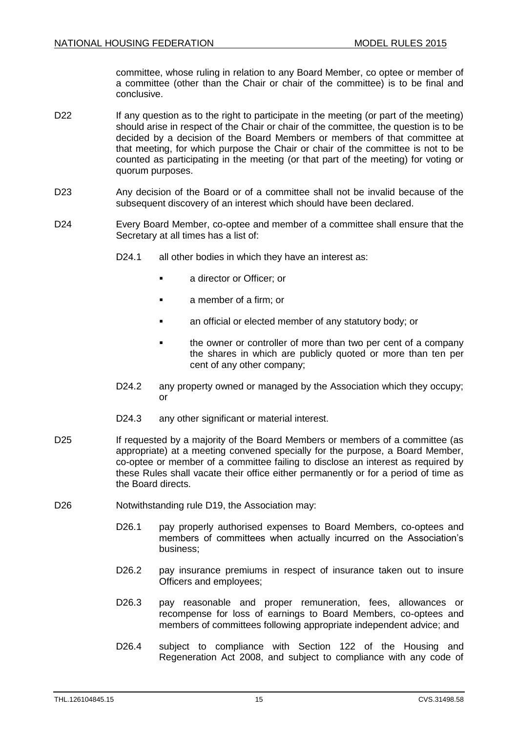committee, whose ruling in relation to any Board Member, co optee or member of a committee (other than the Chair or chair of the committee) is to be final and conclusive.

D22 If any question as to the right to participate in the meeting (or part of the meeting) should arise in respect of the Chair or chair of the committee, the question is to be decided by a decision of the Board Members or members of that committee at that meeting, for which purpose the Chair or chair of the committee is not to be counted as participating in the meeting (or that part of the meeting) for voting or quorum purposes.

D23 Any decision of the Board or of a committee shall not be invalid because of the subsequent discovery of an interest which should have been declared.

D24 Every Board Member, co-optee and member of a committee shall ensure that the Secretary at all times has a list of:

D24.1 all other bodies in which they have an interest as:

- a director or Officer; or
- a member of a firm; or
- an official or elected member of any statutory body; or
- the owner or controller of more than two per cent of a company the shares in which are publicly quoted or more than ten per cent of any other company;

D24.2 any property owned or managed by the Association which they occupy; or

D24.3 any other significant or material interest.

D25 If requested by a majority of the Board Members or members of a committee (as appropriate) at a meeting convened specially for the purpose, a Board Member, co-optee or member of a committee failing to disclose an interest as required by these Rules shall vacate their office either permanently or for a period of time as the Board directs.

D26 Notwithstanding rule D19, the Association may:

D26.1 pay properly authorised expenses to Board Members, co-optees and members of committees when actually incurred on the Association's business;

D26.2 pay insurance premiums in respect of insurance taken out to insure Officers and employees;

D26.3 pay reasonable and proper remuneration, fees, allowances or recompense for loss of earnings to Board Members, co-optees and members of committees following appropriate independent advice; and

D26.4 subject to compliance with Section 122 of the Housing and Regeneration Act 2008, and subject to compliance with any code of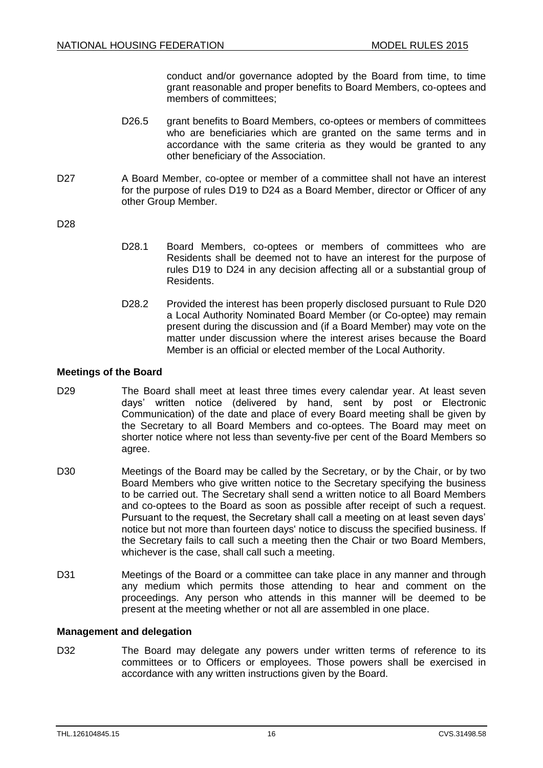conduct and/or governance adopted by the Board from time, to time grant reasonable and proper benefits to Board Members, co-optees and members of committees;

D26.5 grant benefits to Board Members, co-optees or members of committees who are beneficiaries which are granted on the same terms and in accordance with the same criteria as they would be granted to any other beneficiary of the Association.

D27 A Board Member, co-optee or member of a committee shall not have an interest for the purpose of rules D19 to D24 as a Board Member, director or Officer of any other Group Member.

D28

D28.1 Board Members, co-optees or members of committees who are Residents shall be deemed not to have an interest for the purpose of rules D19 to D24 in any decision affecting all or a substantial group of Residents.

D28.2 Provided the interest has been properly disclosed pursuant to Rule D20 a Local Authority Nominated Board Member (or Co-optee) may remain present during the discussion and (if a Board Member) may vote on the matter under discussion where the interest arises because the Board Member is an official or elected member of the Local Authority.

**Meetings of the Board**

D29 The Board shall meet at least three times every calendar year. At least seven days' written notice (delivered by hand, sent by post or Electronic Communication) of the date and place of every Board meeting shall be given by the Secretary to all Board Members and co-optees. The Board may meet on shorter notice where not less than seventy-five per cent of the Board Members so agree.

D30 Meetings of the Board may be called by the Secretary, or by the Chair, or by two Board Members who give written notice to the Secretary specifying the business to be carried out. The Secretary shall send a written notice to all Board Members and co-optees to the Board as soon as possible after receipt of such a request. Pursuant to the request, the Secretary shall call a meeting on at least seven days' notice but not more than fourteen days' notice to discuss the specified business. If the Secretary fails to call such a meeting then the Chair or two Board Members, whichever is the case, shall call such a meeting.

D31 Meetings of the Board or a committee can take place in any manner and through any medium which permits those attending to hear and comment on the proceedings. Any person who attends in this manner will be deemed to be present at the meeting whether or not all are assembled in one place.

**Management and delegation**

D32 The Board may delegate any powers under written terms of reference to its committees or to Officers or employees. Those powers shall be exercised in accordance with any written instructions given by the Board.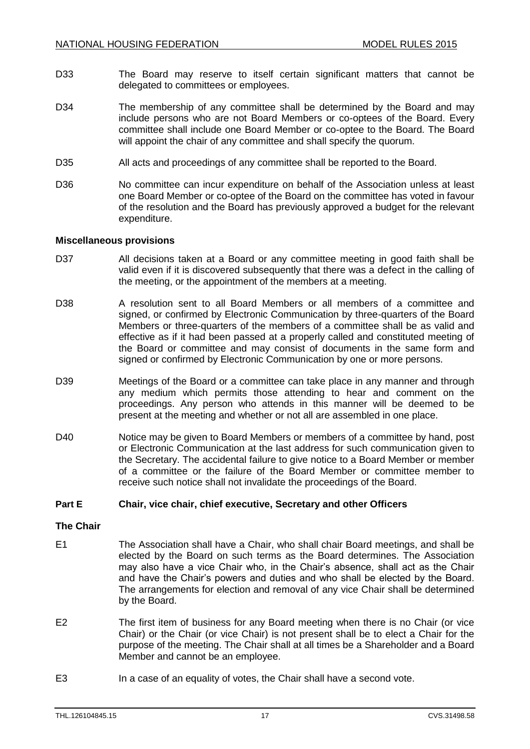D33 The Board may reserve to itself certain significant matters that cannot be delegated to committees or employees.

D34 The membership of any committee shall be determined by the Board and may include persons who are not Board Members or co-optees of the Board. Every committee shall include one Board Member or co-optee to the Board. The Board will appoint the chair of any committee and shall specify the quorum.

D35 All acts and proceedings of any committee shall be reported to the Board.

D36 No committee can incur expenditure on behalf of the Association unless at least one Board Member or co-optee of the Board on the committee has voted in favour of the resolution and the Board has previously approved a budget for the relevant expenditure.

**Miscellaneous provisions**

D37 All decisions taken at a Board or any committee meeting in good faith shall be valid even if it is discovered subsequently that there was a defect in the calling of the meeting, or the appointment of the members at a meeting.

D38 A resolution sent to all Board Members or all members of a committee and signed, or confirmed by Electronic Communication by three-quarters of the Board Members or three-quarters of the members of a committee shall be as valid and effective as if it had been passed at a properly called and constituted meeting of the Board or committee and may consist of documents in the same form and signed or confirmed by Electronic Communication by one or more persons.

D39 Meetings of the Board or a committee can take place in any manner and through any medium which permits those attending to hear and comment on the proceedings. Any person who attends in this manner will be deemed to be present at the meeting and whether or not all are assembled in one place.

D40 Notice may be given to Board Members or members of a committee by hand, post or Electronic Communication at the last address for such communication given to the Secretary. The accidental failure to give notice to a Board Member or member of a committee or the failure of the Board Member or committee member to receive such notice shall not invalidate the proceedings of the Board.

## Part E Chair, vice chair, chief executive, Secretary and other Officers

**The Chair**

E1 The Association shall have a Chair, who shall chair Board meetings, and shall be elected by the Board on such terms as the Board determines. The Association may also have a vice Chair who, in the Chair's absence, shall act as the Chair and have the Chair's powers and duties and who shall be elected by the Board. The arrangements for election and removal of any vice Chair shall be determined by the Board.

E2 The first item of business for any Board meeting when there is no Chair (or vice Chair) or the Chair (or vice Chair) is not present shall be to elect a Chair for the purpose of the meeting. The Chair shall at all times be a Shareholder and a Board Member and cannot be an employee.

E3 In a case of an equality of votes, the Chair shall have a second vote.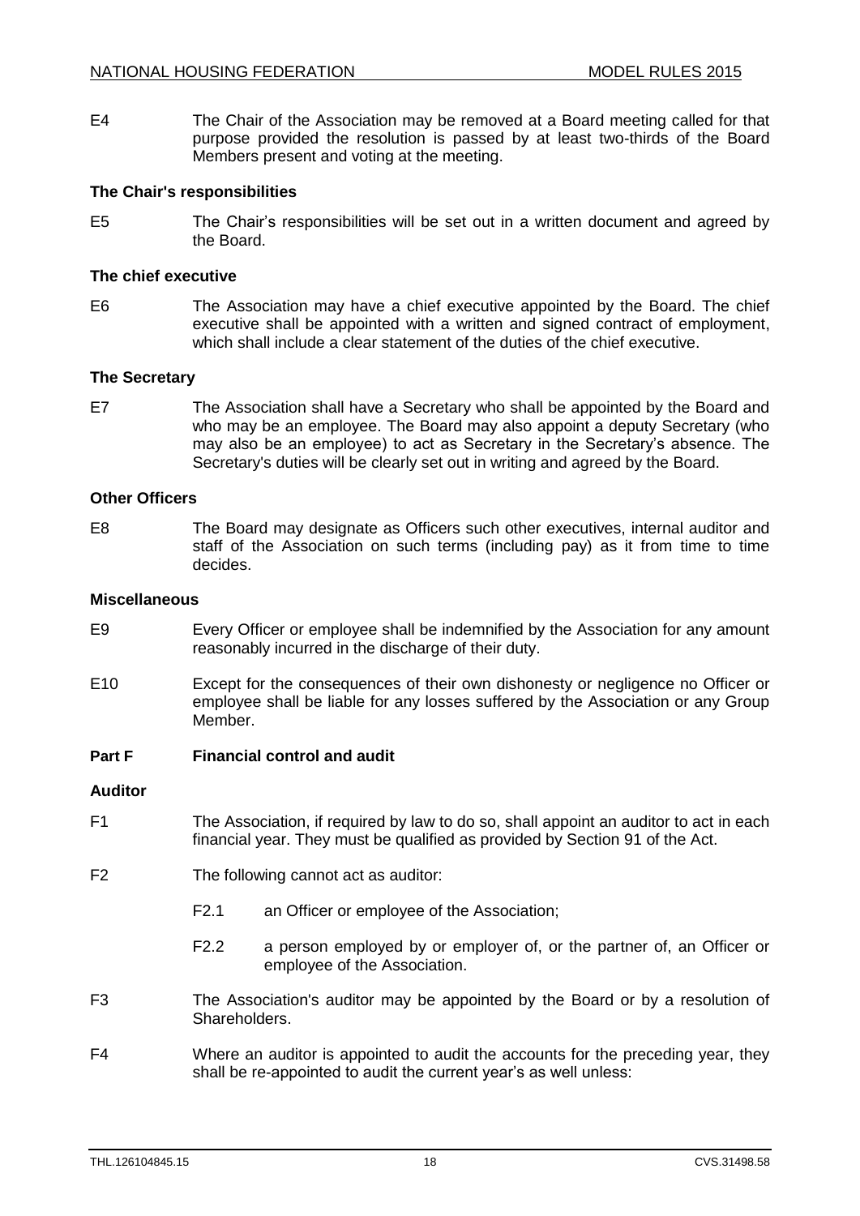E4 The Chair of the Association may be removed at a Board meeting called for that purpose provided the resolution is passed by at least two-thirds of the Board Members present and voting at the meeting.

**The Chair's responsibilities**

E5 The Chair's responsibilities will be set out in a written document and agreed by the Board.

**The chief executive**

E6 The Association may have a chief executive appointed by the Board. The chief executive shall be appointed with a written and signed contract of employment, which shall include a clear statement of the duties of the chief executive.

**The Secretary**

E7 The Association shall have a Secretary who shall be appointed by the Board and who may be an employee. The Board may also appoint a deputy Secretary (who may also be an employee) to act as Secretary in the Secretary's absence. The Secretary's duties will be clearly set out in writing and agreed by the Board.

**Other Officers**

E8 The Board may designate as Officers such other executives, internal auditor and staff of the Association on such terms (including pay) as it from time to time decides.

**Miscellaneous**

E9 Every Officer or employee shall be indemnified by the Association for any amount reasonably incurred in the discharge of their duty.

E10 Except for the consequences of their own dishonesty or negligence no Officer or employee shall be liable for any losses suffered by the Association or any Group Member.

## Part F Financial control and audit

**Auditor**

F1 The Association, if required by law to do so, shall appoint an auditor to act in each financial year. They must be qualified as provided by Section 91 of the Act.

F2 The following cannot act as auditor:

F2.1 an Officer or employee of the Association;

F2.2 a person employed by or employer of, or the partner of, an Officer or employee of the Association.

F3 The Association's auditor may be appointed by the Board or by a resolution of Shareholders.

F4 Where an auditor is appointed to audit the accounts for the preceding year, they shall be re-appointed to audit the current year's as well unless: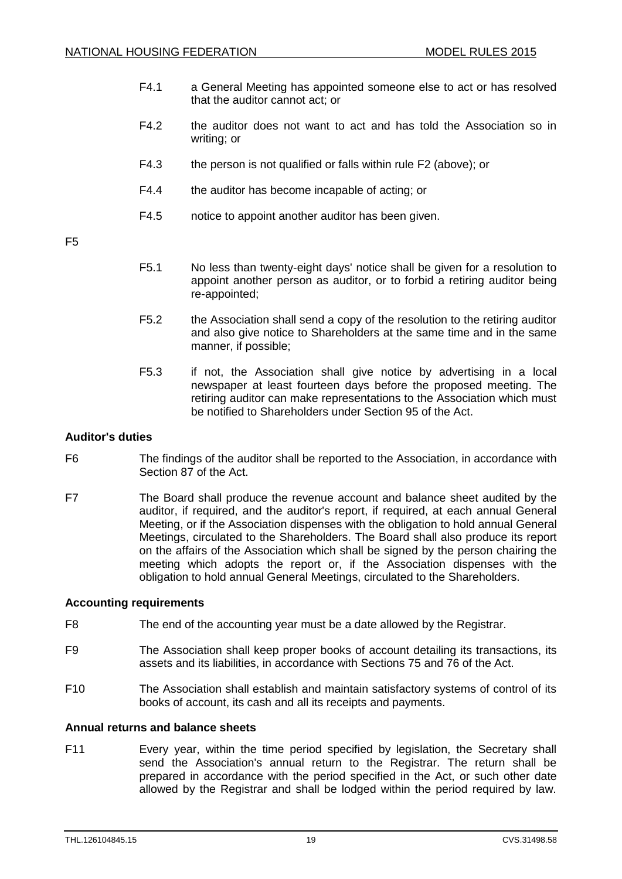F4.1 a General Meeting has appointed someone else to act or has resolved that the auditor cannot act; or

F4.2 the auditor does not want to act and has told the Association so in writing; or

F4.3 the person is not qualified or falls within rule F2 (above); or

F4.4 the auditor has become incapable of acting; or

F4.5 notice to appoint another auditor has been given.

F5

F5.1 No less than twenty-eight days' notice shall be given for a resolution to appoint another person as auditor, or to forbid a retiring auditor being re-appointed;

F5.2 the Association shall send a copy of the resolution to the retiring auditor and also give notice to Shareholders at the same time and in the same manner, if possible;

F5.3 if not, the Association shall give notice by advertising in a local newspaper at least fourteen days before the proposed meeting. The retiring auditor can make representations to the Association which must be notified to Shareholders under Section 95 of the Act.

**Auditor's duties**

F6 The findings of the auditor shall be reported to the Association, in accordance with Section 87 of the Act.

F7 The Board shall produce the revenue account and balance sheet audited by the auditor, if required, and the auditor's report, if required, at each annual General Meeting, or if the Association dispenses with the obligation to hold annual General Meetings, circulated to the Shareholders. The Board shall also produce its report on the affairs of the Association which shall be signed by the person chairing the meeting which adopts the report or, if the Association dispenses with the obligation to hold annual General Meetings, circulated to the Shareholders.

**Accounting requirements**

F8 The end of the accounting year must be a date allowed by the Registrar.

F9 The Association shall keep proper books of account detailing its transactions, its assets and its liabilities, in accordance with Sections 75 and 76 of the Act.

F10 The Association shall establish and maintain satisfactory systems of control of its books of account, its cash and all its receipts and payments.

**Annual returns and balance sheets**

F11 Every year, within the time period specified by legislation, the Secretary shall send the Association's annual return to the Registrar. The return shall be prepared in accordance with the period specified in the Act, or such other date allowed by the Registrar and shall be lodged within the period required by law.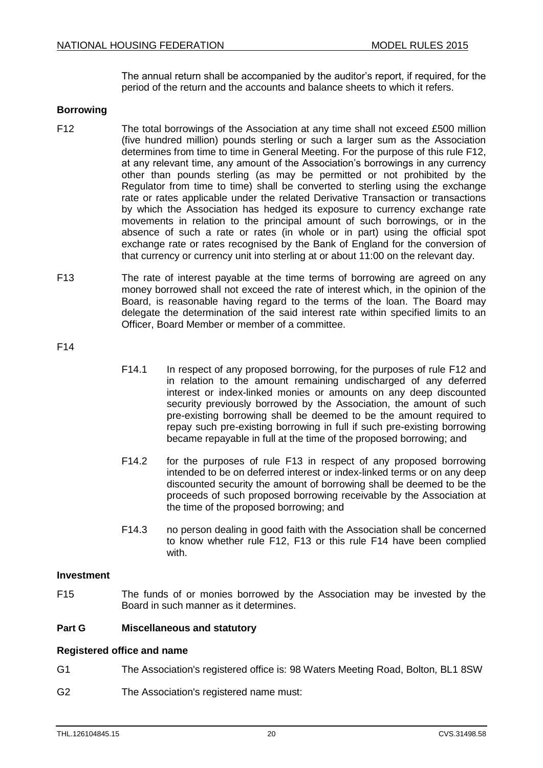The annual return shall be accompanied by the auditor's report, if required, for the period of the return and the accounts and balance sheets to which it refers.

### Borrowing

F12 The total borrowings of the Association at any time shall not exceed £500 million (five hundred million) pounds sterling or such a larger sum as the Association determines from time to time in General Meeting. For the purpose of this rule F12, at any relevant time, any amount of the Association's borrowings in any currency other than pounds sterling (as may be permitted or not prohibited by the Regulator from time to time) shall be converted to sterling using the exchange rate or rates applicable under the related Derivative Transaction or transactions by which the Association has hedged its exposure to currency exchange rate movements in relation to the principal amount of such borrowings, or in the absence of such a rate or rates (in whole or in part) using the official spot exchange rate or rates recognised by the Bank of England for the conversion of that currency or currency unit into sterling at or about 11:00 on the relevant day.

F13 The rate of interest payable at the time terms of borrowing are agreed on any money borrowed shall not exceed the rate of interest which, in the opinion of the Board, is reasonable having regard to the terms of the loan. The Board may delegate the determination of the said interest rate within specified limits to an Officer, Board Member or member of a committee.

F14

F14.1 In respect of any proposed borrowing, for the purposes of rule F12 and in relation to the amount remaining undischarged of any deferred interest or index-linked monies or amounts on any deep discounted security previously borrowed by the Association, the amount of such pre-existing borrowing shall be deemed to be the amount required to repay such pre-existing borrowing in full if such pre-existing borrowing became repayable in full at the time of the proposed borrowing; and

F14.2 for the purposes of rule F13 in respect of any proposed borrowing intended to be on deferred interest or index-linked terms or on any deep discounted security the amount of borrowing shall be deemed to be the proceeds of such proposed borrowing receivable by the Association at the time of the proposed borrowing; and

F14.3 no person dealing in good faith with the Association shall be concerned to know whether rule F12, F13 or this rule F14 have been complied with.

### Investment

F15 The funds of or monies borrowed by the Association may be invested by the Board in such manner as it determines.

## Part G Miscellaneous and statutory

### Registered office and name

G1 The Association's registered office is: 98 Waters Meeting Road, Bolton, BL1 8SW

G2 The Association's registered name must: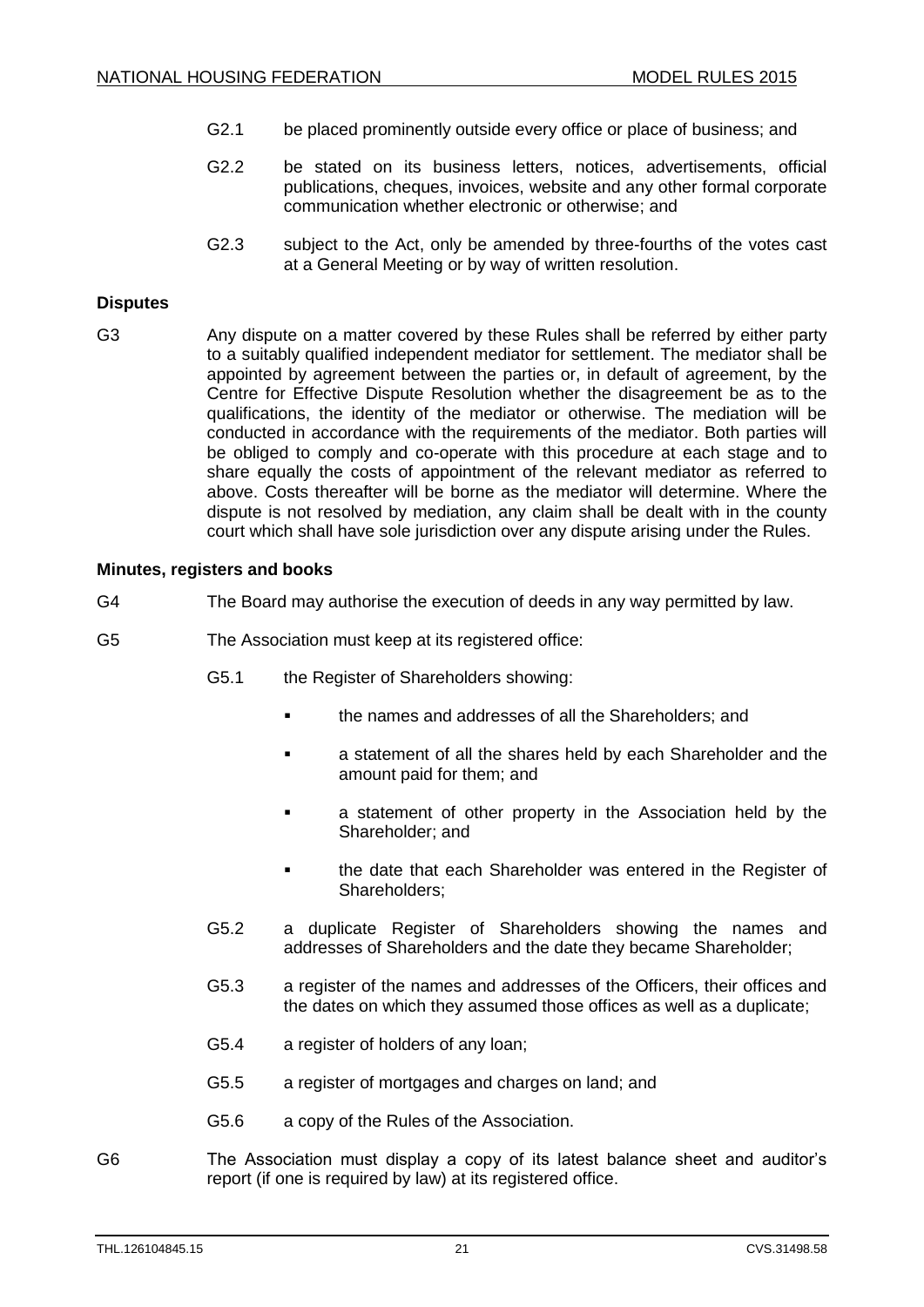G2.1 be placed prominently outside every office or place of business; and

G2.2 be stated on its business letters, notices, advertisements, official publications, cheques, invoices, website and any other formal corporate communication whether electronic or otherwise; and

G2.3 subject to the Act, only be amended by three-fourths of the votes cast at a General Meeting or by way of written resolution.

**Disputes**

G3 Any dispute on a matter covered by these Rules shall be referred by either party to a suitably qualified independent mediator for settlement. The mediator shall be appointed by agreement between the parties or, in default of agreement, by the Centre for Effective Dispute Resolution whether the disagreement be as to the qualifications, the identity of the mediator or otherwise. The mediation will be conducted in accordance with the requirements of the mediator. Both parties will be obliged to comply and co-operate with this procedure at each stage and to share equally the costs of appointment of the relevant mediator as referred to above. Costs thereafter will be borne as the mediator will determine. Where the dispute is not resolved by mediation, any claim shall be dealt with in the county court which shall have sole jurisdiction over any dispute arising under the Rules.

**Minutes, registers and books**

G4 The Board may authorise the execution of deeds in any way permitted by law.

G5 The Association must keep at its registered office:

G5.1 the Register of Shareholders showing:

- the names and addresses of all the Shareholders; and
- a statement of all the shares held by each Shareholder and the amount paid for them; and
- a statement of other property in the Association held by the Shareholder; and
- the date that each Shareholder was entered in the Register of Shareholders;

G5.2 a duplicate Register of Shareholders showing the names and addresses of Shareholders and the date they became Shareholder;

G5.3 a register of the names and addresses of the Officers, their offices and the dates on which they assumed those offices as well as a duplicate;

G5.4 a register of holders of any loan;

G5.5 a register of mortgages and charges on land; and

G5.6 a copy of the Rules of the Association.

G6 The Association must display a copy of its latest balance sheet and auditor's report (if one is required by law) at its registered office.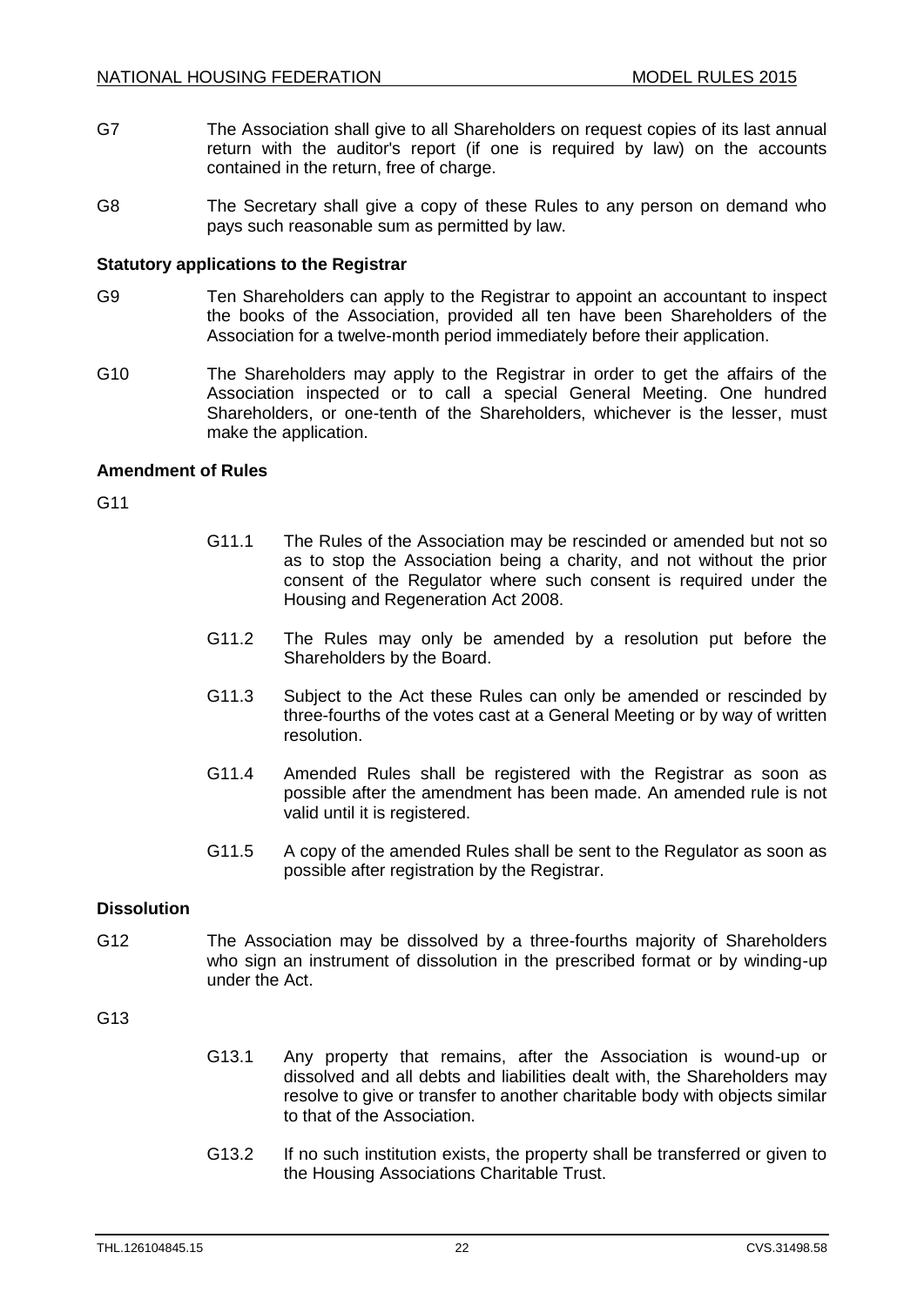G7 The Association shall give to all Shareholders on request copies of its last annual return with the auditor's report (if one is required by law) on the accounts contained in the return, free of charge.

G8 The Secretary shall give a copy of these Rules to any person on demand who pays such reasonable sum as permitted by law.

**Statutory applications to the Registrar**

G9 Ten Shareholders can apply to the Registrar to appoint an accountant to inspect the books of the Association, provided all ten have been Shareholders of the Association for a twelve-month period immediately before their application.

G10 The Shareholders may apply to the Registrar in order to get the affairs of the Association inspected or to call a special General Meeting. One hundred Shareholders, or one-tenth of the Shareholders, whichever is the lesser, must make the application.

**Amendment of Rules**

G11

G11.1 The Rules of the Association may be rescinded or amended but not so as to stop the Association being a charity, and not without the prior consent of the Regulator where such consent is required under the Housing and Regeneration Act 2008.

G11.2 The Rules may only be amended by a resolution put before the Shareholders by the Board.

G11.3 Subject to the Act these Rules can only be amended or rescinded by three-fourths of the votes cast at a General Meeting or by way of written resolution.

G11.4 Amended Rules shall be registered with the Registrar as soon as possible after the amendment has been made. An amended rule is not valid until it is registered.

G11.5 A copy of the amended Rules shall be sent to the Regulator as soon as possible after registration by the Registrar.

**Dissolution**

G12 The Association may be dissolved by a three-fourths majority of Shareholders who sign an instrument of dissolution in the prescribed format or by winding-up under the Act.

G13

G13.1 Any property that remains, after the Association is wound-up or dissolved and all debts and liabilities dealt with, the Shareholders may resolve to give or transfer to another charitable body with objects similar to that of the Association.

G13.2 If no such institution exists, the property shall be transferred or given to the Housing Associations Charitable Trust.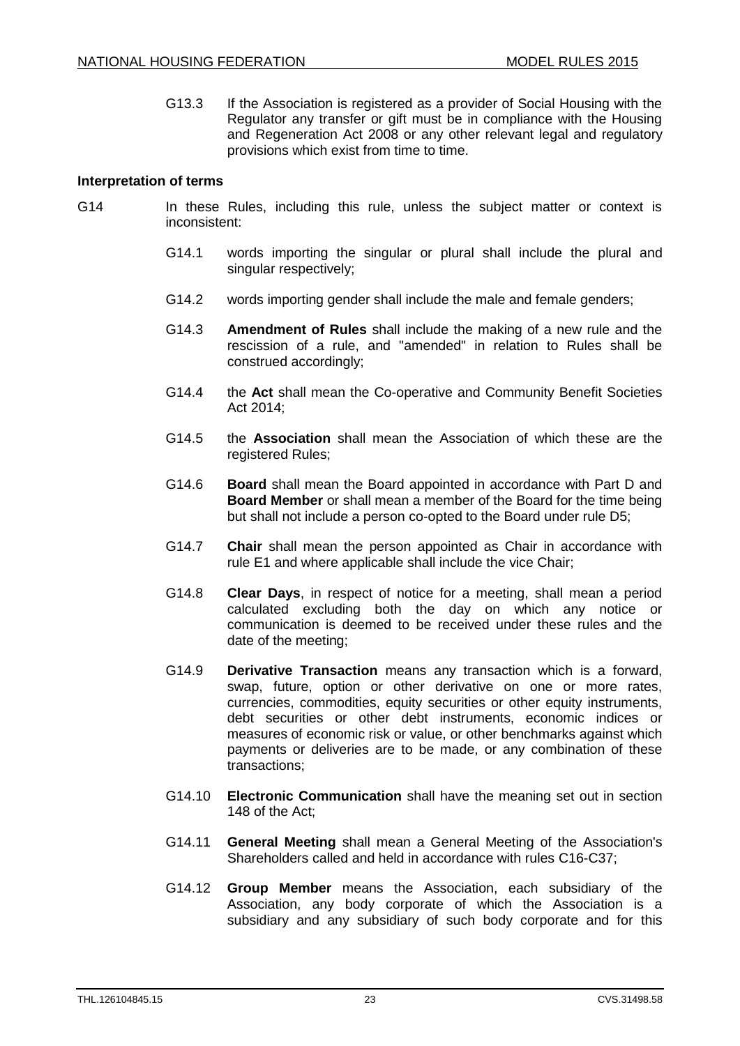G13.3 If the Association is registered as a provider of Social Housing with the Regulator any transfer or gift must be in compliance with the Housing and Regeneration Act 2008 or any other relevant legal and regulatory provisions which exist from time to time.

**Interpretation of terms**

G14 In these Rules, including this rule, unless the subject matter or context is inconsistent:

G14.1 words importing the singular or plural shall include the plural and singular respectively;

G14.2 words importing gender shall include the male and female genders;

G14.3 **Amendment of Rules** shall include the making of a new rule and the rescission of a rule, and "amended" in relation to Rules shall be construed accordingly;

G14.4 the **Act** shall mean the Co-operative and Community Benefit Societies Act 2014;

G14.5 the **Association** shall mean the Association of which these are the registered Rules;

G14.6 **Board** shall mean the Board appointed in accordance with Part D and **Board Member** or shall mean a member of the Board for the time being but shall not include a person co-opted to the Board under rule D5;

G14.7 **Chair** shall mean the person appointed as Chair in accordance with rule E1 and where applicable shall include the vice Chair;

G14.8 **Clear Days**, in respect of notice for a meeting, shall mean a period calculated excluding both the day on which any notice or communication is deemed to be received under these rules and the date of the meeting;

G14.9 **Derivative Transaction** means any transaction which is a forward, swap, future, option or other derivative on one or more rates, currencies, commodities, equity securities or other equity instruments, debt securities or other debt instruments, economic indices or measures of economic risk or value, or other benchmarks against which payments or deliveries are to be made, or any combination of these transactions;

G14.10 **Electronic Communication** shall have the meaning set out in section 148 of the Act;

G14.11 **General Meeting** shall mean a General Meeting of the Association's Shareholders called and held in accordance with rules C16-C37;

G14.12 **Group Member** means the Association, each subsidiary of the Association, any body corporate of which the Association is a subsidiary and any subsidiary of such body corporate and for this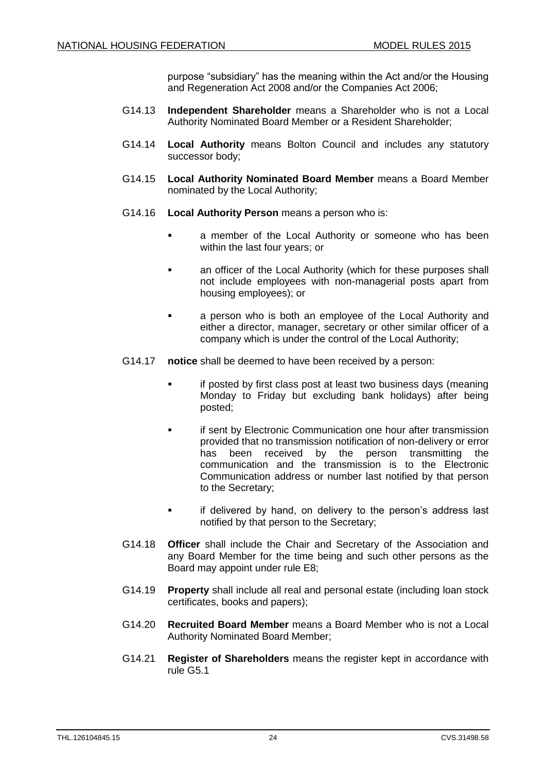purpose "subsidiary" has the meaning within the Act and/or the Housing and Regeneration Act 2008 and/or the Companies Act 2006;

G14.13 **Independent Shareholder** means a Shareholder who is not a Local Authority Nominated Board Member or a Resident Shareholder;

G14.14 **Local Authority** means Bolton Council and includes any statutory successor body;

G14.15 **Local Authority Nominated Board Member** means a Board Member nominated by the Local Authority;

G14.16 **Local Authority Person** means a person who is:

- a member of the Local Authority or someone who has been within the last four years; or
- an officer of the Local Authority (which for these purposes shall not include employees with non-managerial posts apart from housing employees); or
- a person who is both an employee of the Local Authority and either a director, manager, secretary or other similar officer of a company which is under the control of the Local Authority;

G14.17 **notice** shall be deemed to have been received by a person:

- if posted by first class post at least two business days (meaning Monday to Friday but excluding bank holidays) after being posted;
- if sent by Electronic Communication one hour after transmission provided that no transmission notification of non-delivery or error has been received by the person transmitting the communication and the transmission is to the Electronic Communication address or number last notified by that person to the Secretary;
- if delivered by hand, on delivery to the person's address last notified by that person to the Secretary;

G14.18 **Officer** shall include the Chair and Secretary of the Association and any Board Member for the time being and such other persons as the Board may appoint under rule E8;

G14.19 **Property** shall include all real and personal estate (including loan stock certificates, books and papers);

G14.20 **Recruited Board Member** means a Board Member who is not a Local Authority Nominated Board Member;

G14.21 **Register of Shareholders** means the register kept in accordance with rule G5.1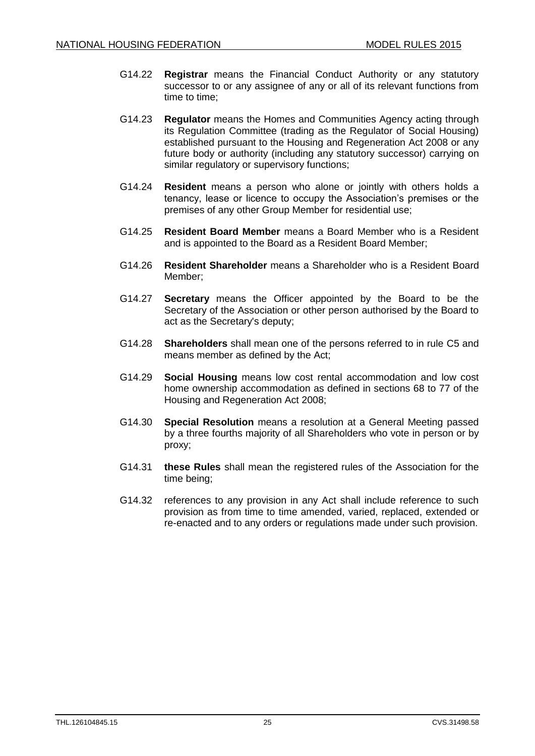G14.22 **Registrar** means the Financial Conduct Authority or any statutory successor to or any assignee of any or all of its relevant functions from time to time;

G14.23 **Regulator** means the Homes and Communities Agency acting through its Regulation Committee (trading as the Regulator of Social Housing) established pursuant to the Housing and Regeneration Act 2008 or any future body or authority (including any statutory successor) carrying on similar regulatory or supervisory functions;

G14.24 **Resident** means a person who alone or jointly with others holds a tenancy, lease or licence to occupy the Association's premises or the premises of any other Group Member for residential use;

G14.25 **Resident Board Member** means a Board Member who is a Resident and is appointed to the Board as a Resident Board Member;

G14.26 **Resident Shareholder** means a Shareholder who is a Resident Board Member;

G14.27 **Secretary** means the Officer appointed by the Board to be the Secretary of the Association or other person authorised by the Board to act as the Secretary's deputy;

G14.28 **Shareholders** shall mean one of the persons referred to in rule C5 and means member as defined by the Act;

G14.29 **Social Housing** means low cost rental accommodation and low cost home ownership accommodation as defined in sections 68 to 77 of the Housing and Regeneration Act 2008;

G14.30 **Special Resolution** means a resolution at a General Meeting passed by a three fourths majority of all Shareholders who vote in person or by proxy;

G14.31 **these Rules** shall mean the registered rules of the Association for the time being;

G14.32 references to any provision in any Act shall include reference to such provision as from time to time amended, varied, replaced, extended or re-enacted and to any orders or regulations made under such provision.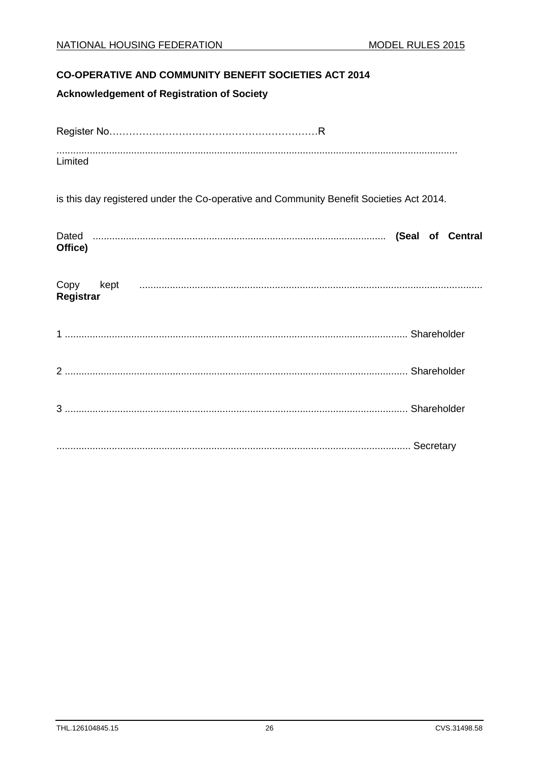**CO-OPERATIVE AND COMMUNITY BENEFIT SOCIETIES ACT 2014**

**Acknowledgement of Registration of Society**

Register No………………………………………………………R

...............................................................................................................................................
Limited

is this day registered under the Co-operative and Community Benefit Societies Act 2014.

Dated ........................................................................................................ **(Seal of Central Office)**

Copy kept .......................................................................................................................... **Registrar**

1 .......................................................................................................................... Shareholder

2 .......................................................................................................................... Shareholder

3 .......................................................................................................................... Shareholder

............................................................................................................................. Secretary